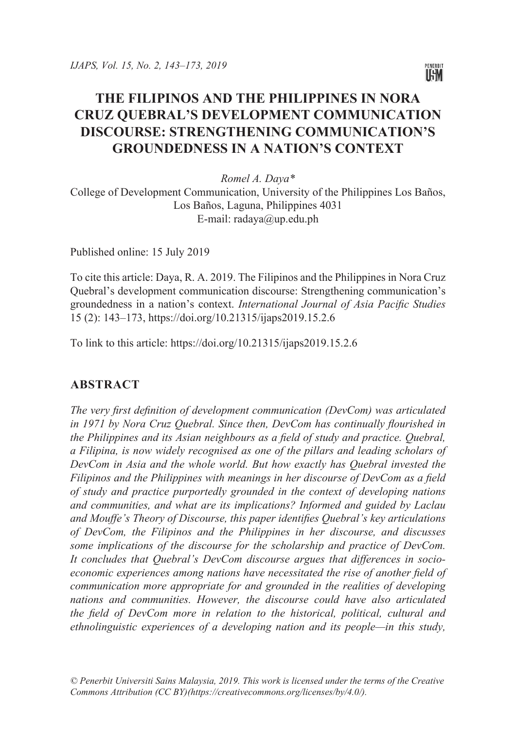# THE FILIPINOS AND THE PHILIPPINES IN NORA CRUZ QUEBRAL'S DEVELOPMENT COMMUNICATION DISCOURSE: STRENGTHENING COMMUNICATION'S GROUNDEDNESS IN A NATION'S CONTEXT

*Romel A. Daya\**

College of Development Communication, University of the Philippines Los Baños, Los Baños, Laguna, Philippines 4031

E-mail: radaya@up.edu.ph

Published online: 15 July 2019

To cite this article: Daya, R. A. 2019. The Filipinos and the Philippines in Nora Cruz Quebral's development communication discourse: Strengthening communication's groundedness in a nation's context. *International Journal of Asia Pacific Studies* 15 (2): 143–173, https://doi.org/10.21315/ijaps2019.15.2.6

To link to this article: https://doi.org/10.21315/ijaps2019.15.2.6

## ABSTRACT

*The very first definition of development communication (DevCom) was articulated in 1971 by Nora Cruz Quebral. Since then, DevCom has continually flourished in the Philippines and its Asian neighbours as a field of study and practice. Quebral, a Filipina, is now widely recognised as one of the pillars and leading scholars of DevCom in Asia and the whole world. But how exactly has Quebral invested the Filipinos and the Philippines with meanings in her discourse of DevCom as a field of study and practice purportedly grounded in the context of developing nations and communities, and what are its implications? Informed and guided by Laclau and Mouffe's Theory of Discourse, this paper identifies Quebral's key articulations of DevCom, the Filipinos and the Philippines in her discourse, and discusses some implications of the discourse for the scholarship and practice of DevCom. It concludes that Quebral's DevCom discourse argues that differences in socio-economic experiences among nations have necessitated the rise of another field of communication more appropriate for and grounded in the realities of developing nations and communities. However, the discourse could have also articulated the field of DevCom more in relation to the historical, political, cultural and ethnolinguistic experiences of a developing nation and its people—in this study,*

*© Penerbit Universiti Sains Malaysia, 2019. This work is licensed under the terms of the Creative Commons Attribution (CC BY)(https://creativecommons.org/licenses/by/4.0/).*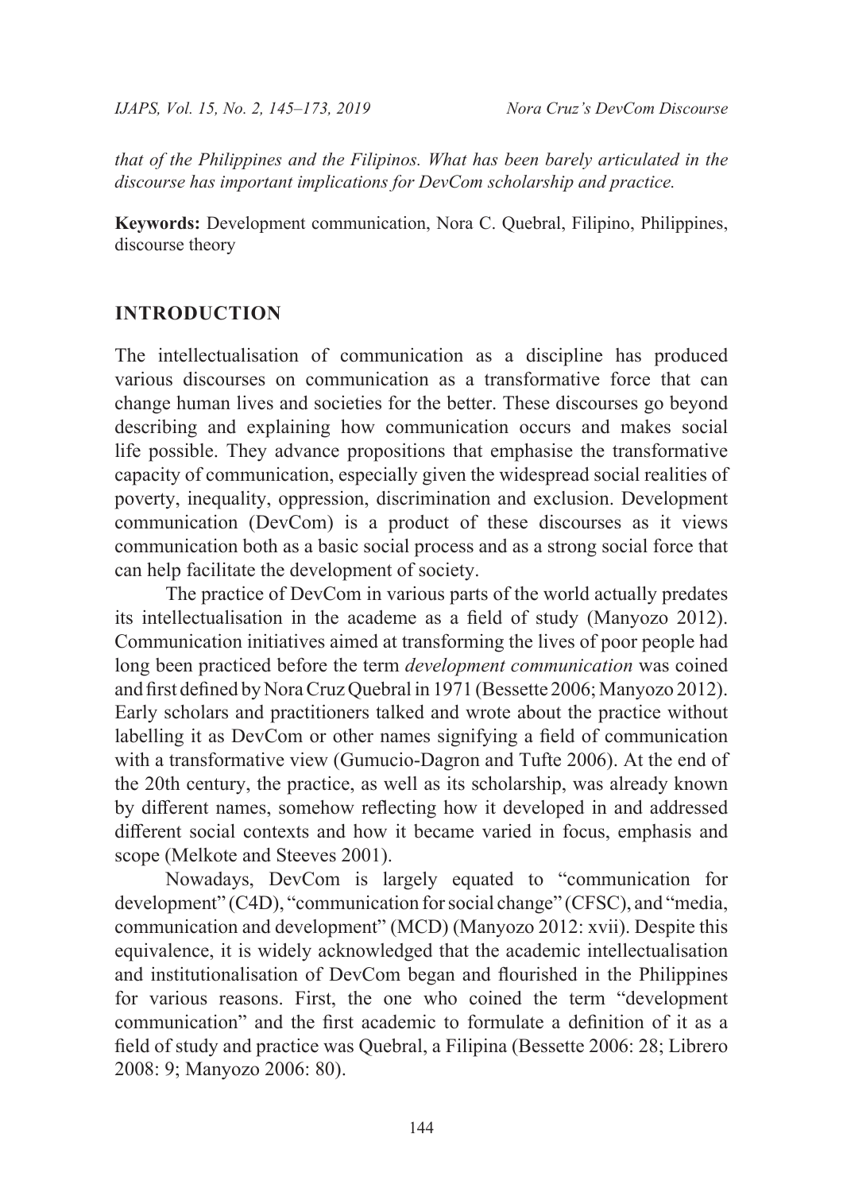*that of the Philippines and the Filipinos. What has been barely articulated in the discourse has important implications for DevCom scholarship and practice.*

**Keywords:** Development communication, Nora C. Quebral, Filipino, Philippines, discourse theory

## INTRODUCTION

The intellectualisation of communication as a discipline has produced various discourses on communication as a transformative force that can change human lives and societies for the better. These discourses go beyond describing and explaining how communication occurs and makes social life possible. They advance propositions that emphasise the transformative capacity of communication, especially given the widespread social realities of poverty, inequality, oppression, discrimination and exclusion. Development communication (DevCom) is a product of these discourses as it views communication both as a basic social process and as a strong social force that can help facilitate the development of society.

The practice of DevCom in various parts of the world actually predates its intellectualisation in the academe as a field of study (Manyozo 2012). Communication initiatives aimed at transforming the lives of poor people had long been practiced before the term *development communication* was coined and first defined by Nora Cruz Quebral in 1971 (Bessette 2006; Manyozo 2012). Early scholars and practitioners talked and wrote about the practice without labelling it as DevCom or other names signifying a field of communication with a transformative view (Gumucio-Dagron and Tufte 2006). At the end of the 20th century, the practice, as well as its scholarship, was already known by different names, somehow reflecting how it developed in and addressed different social contexts and how it became varied in focus, emphasis and scope (Melkote and Steeves 2001).

Nowadays, DevCom is largely equated to "communication for development" (C4D), "communication for social change" (CFSC), and "media, communication and development" (MCD) (Manyozo 2012: xvii). Despite this equivalence, it is widely acknowledged that the academic intellectualisation and institutionalisation of DevCom began and flourished in the Philippines for various reasons. First, the one who coined the term "development communication" and the first academic to formulate a definition of it as a field of study and practice was Quebral, a Filipina (Bessette 2006: 28; Librero 2008: 9; Manyozo 2006: 80).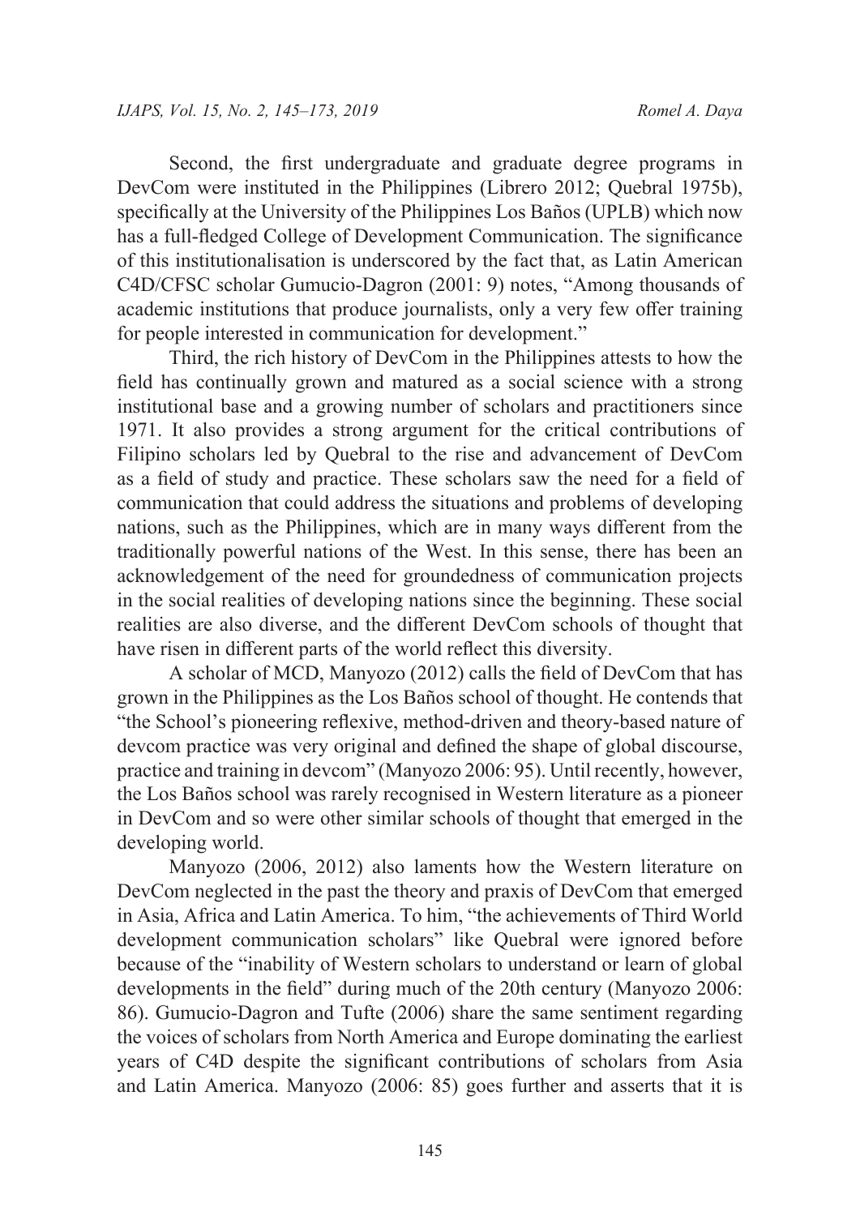Second, the first undergraduate and graduate degree programs in DevCom were instituted in the Philippines (Librero 2012; Quebral 1975b), specifically at the University of the Philippines Los Baños (UPLB) which now has a full-fledged College of Development Communication. The significance of this institutionalisation is underscored by the fact that, as Latin American C4D/CFSC scholar Gumucio-Dagron (2001: 9) notes, "Among thousands of academic institutions that produce journalists, only a very few offer training for people interested in communication for development."

Third, the rich history of DevCom in the Philippines attests to how the field has continually grown and matured as a social science with a strong institutional base and a growing number of scholars and practitioners since 1971. It also provides a strong argument for the critical contributions of Filipino scholars led by Quebral to the rise and advancement of DevCom as a field of study and practice. These scholars saw the need for a field of communication that could address the situations and problems of developing nations, such as the Philippines, which are in many ways different from the traditionally powerful nations of the West. In this sense, there has been an acknowledgement of the need for groundedness of communication projects in the social realities of developing nations since the beginning. These social realities are also diverse, and the different DevCom schools of thought that have risen in different parts of the world reflect this diversity.

A scholar of MCD, Manyozo (2012) calls the field of DevCom that has grown in the Philippines as the Los Baños school of thought. He contends that "the School's pioneering reflexive, method-driven and theory-based nature of devcom practice was very original and defined the shape of global discourse, practice and training in devcom" (Manyozo 2006: 95). Until recently, however, the Los Baños school was rarely recognised in Western literature as a pioneer in DevCom and so were other similar schools of thought that emerged in the developing world.

Manyozo (2006, 2012) also laments how the Western literature on DevCom neglected in the past the theory and praxis of DevCom that emerged in Asia, Africa and Latin America. To him, "the achievements of Third World development communication scholars" like Quebral were ignored before because of the "inability of Western scholars to understand or learn of global developments in the field" during much of the 20th century (Manyozo 2006: 86). Gumucio-Dagron and Tufte (2006) share the same sentiment regarding the voices of scholars from North America and Europe dominating the earliest years of C4D despite the significant contributions of scholars from Asia and Latin America. Manyozo (2006: 85) goes further and asserts that it is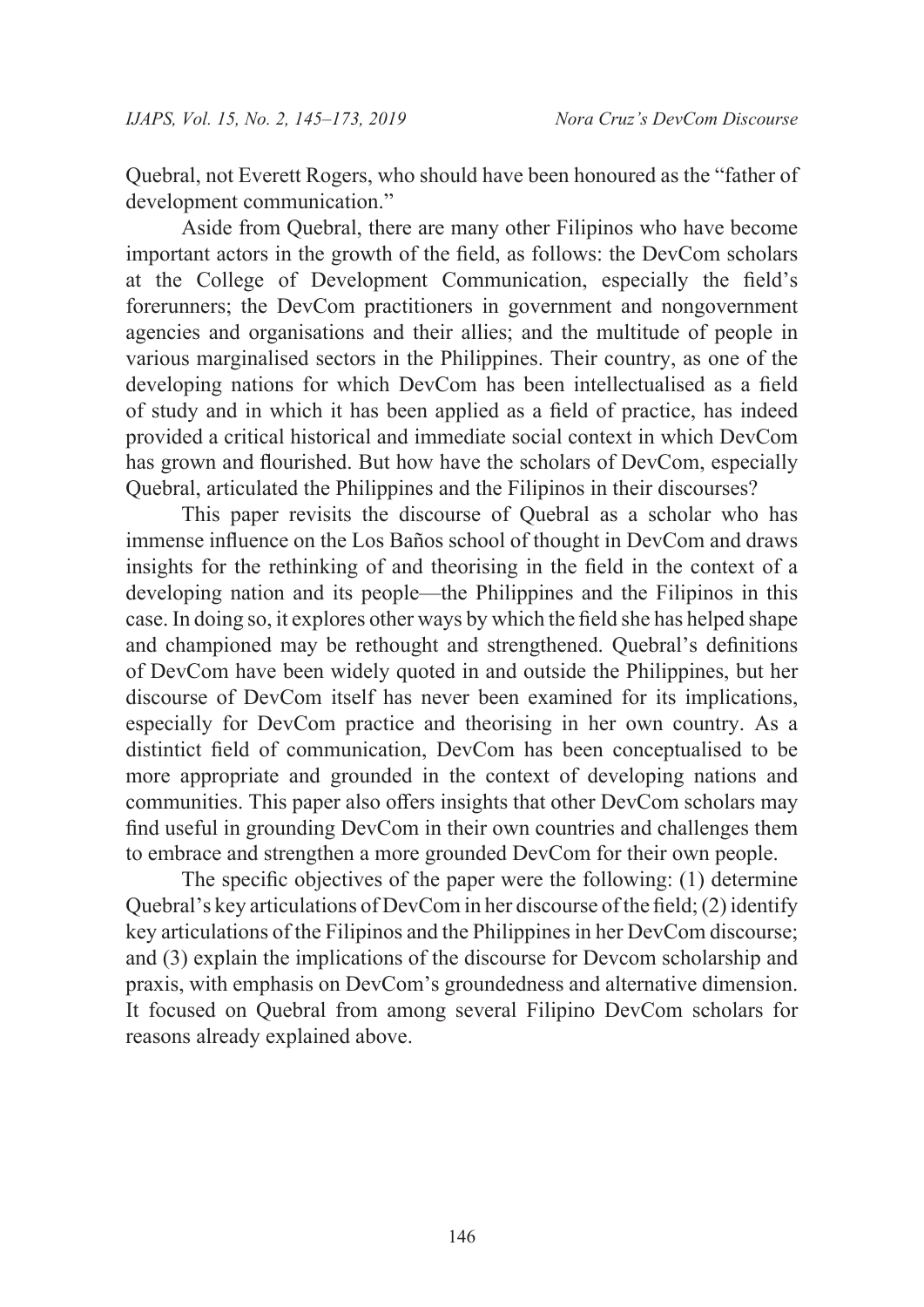Quebral, not Everett Rogers, who should have been honoured as the "father of development communication."

Aside from Quebral, there are many other Filipinos who have become important actors in the growth of the field, as follows: the DevCom scholars at the College of Development Communication, especially the field's forerunners; the DevCom practitioners in government and nongovernment agencies and organisations and their allies; and the multitude of people in various marginalised sectors in the Philippines. Their country, as one of the developing nations for which DevCom has been intellectualised as a field of study and in which it has been applied as a field of practice, has indeed provided a critical historical and immediate social context in which DevCom has grown and flourished. But how have the scholars of DevCom, especially Quebral, articulated the Philippines and the Filipinos in their discourses?

This paper revisits the discourse of Quebral as a scholar who has immense influence on the Los Baños school of thought in DevCom and draws insights for the rethinking of and theorising in the field in the context of a developing nation and its people—the Philippines and the Filipinos in this case. In doing so, it explores other ways by which the field she has helped shape and championed may be rethought and strengthened. Quebral's definitions of DevCom have been widely quoted in and outside the Philippines, but her discourse of DevCom itself has never been examined for its implications, especially for DevCom practice and theorising in her own country. As a distintict field of communication, DevCom has been conceptualised to be more appropriate and grounded in the context of developing nations and communities. This paper also offers insights that other DevCom scholars may find useful in grounding DevCom in their own countries and challenges them to embrace and strengthen a more grounded DevCom for their own people.

The specific objectives of the paper were the following: (1) determine Quebral's key articulations of DevCom in her discourse of the field; (2) identify key articulations of the Filipinos and the Philippines in her DevCom discourse; and (3) explain the implications of the discourse for Devcom scholarship and praxis, with emphasis on DevCom's groundedness and alternative dimension. It focused on Quebral from among several Filipino DevCom scholars for reasons already explained above.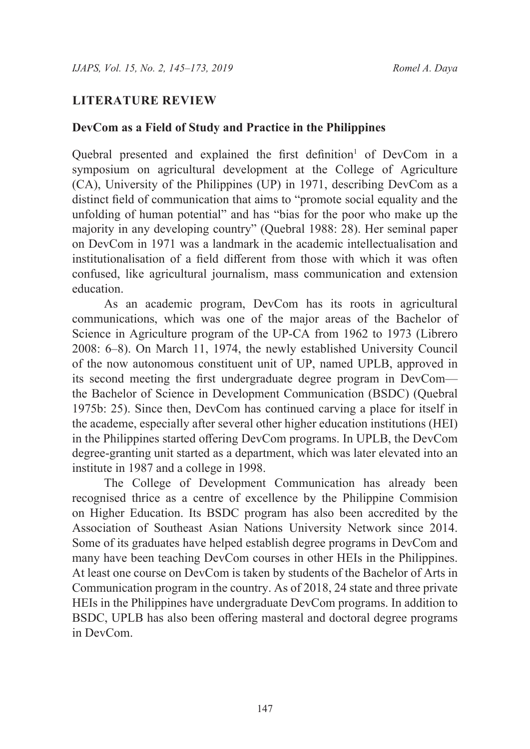## LITERATURE REVIEW

### DevCom as a Field of Study and Practice in the Philippines

Quebral presented and explained the first definition[1] of DevCom in a symposium on agricultural development at the College of Agriculture (CA), University of the Philippines (UP) in 1971, describing DevCom as a distinct field of communication that aims to "promote social equality and the unfolding of human potential" and has "bias for the poor who make up the majority in any developing country" (Quebral 1988: 28). Her seminal paper on DevCom in 1971 was a landmark in the academic intellectualisation and institutionalisation of a field different from those with which it was often confused, like agricultural journalism, mass communication and extension education.

As an academic program, DevCom has its roots in agricultural communications, which was one of the major areas of the Bachelor of Science in Agriculture program of the UP-CA from 1962 to 1973 (Librero 2008: 6–8). On March 11, 1974, the newly established University Council of the now autonomous constituent unit of UP, named UPLB, approved in its second meeting the first undergraduate degree program in DevCom—the Bachelor of Science in Development Communication (BSDC) (Quebral 1975b: 25). Since then, DevCom has continued carving a place for itself in the academe, especially after several other higher education institutions (HEI) in the Philippines started offering DevCom programs. In UPLB, the DevCom degree-granting unit started as a department, which was later elevated into an institute in 1987 and a college in 1998.

The College of Development Communication has already been recognised thrice as a centre of excellence by the Philippine Commision on Higher Education. Its BSDC program has also been accredited by the Association of Southeast Asian Nations University Network since 2014. Some of its graduates have helped establish degree programs in DevCom and many have been teaching DevCom courses in other HEIs in the Philippines. At least one course on DevCom is taken by students of the Bachelor of Arts in Communication program in the country. As of 2018, 24 state and three private HEIs in the Philippines have undergraduate DevCom programs. In addition to BSDC, UPLB has also been offering masteral and doctoral degree programs in DevCom.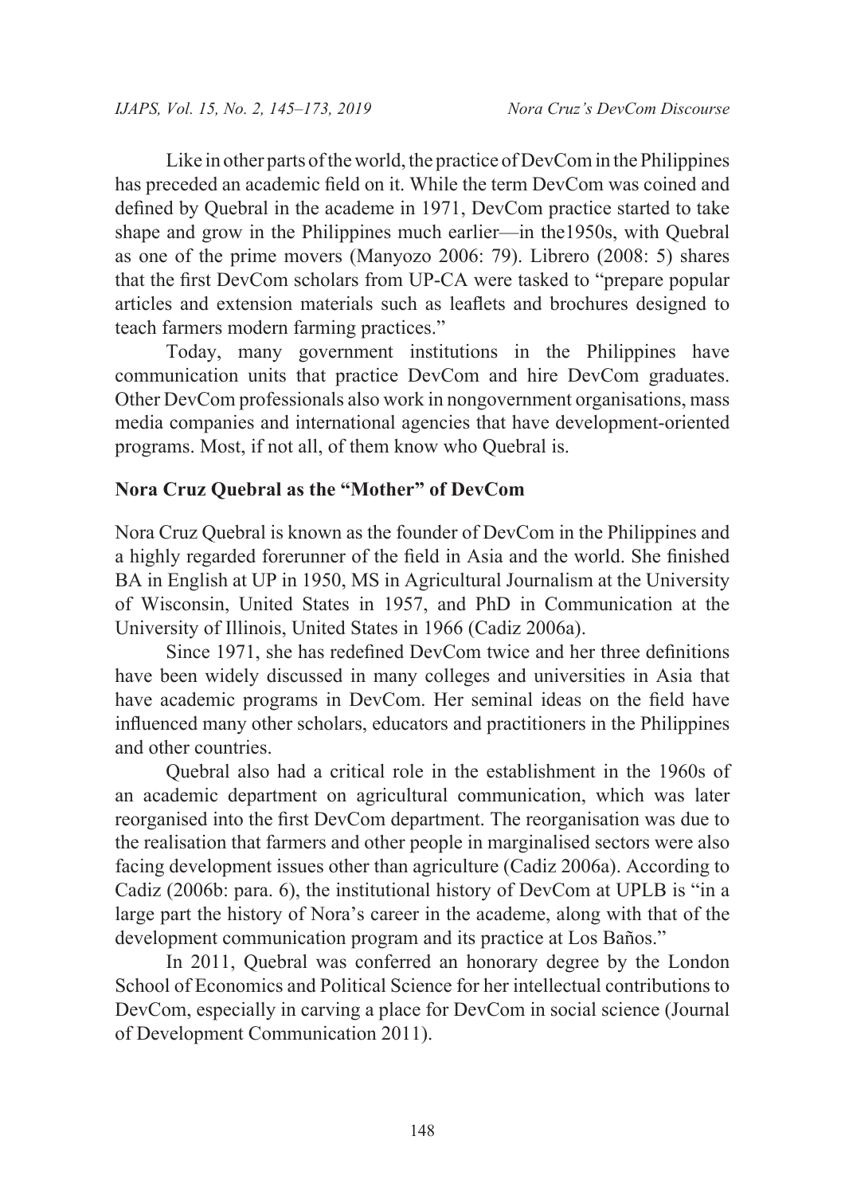Like in other parts of the world, the practice of DevCom in the Philippines has preceded an academic field on it. While the term DevCom was coined and defined by Quebral in the academe in 1971, DevCom practice started to take shape and grow in the Philippines much earlier—in the1950s, with Quebral as one of the prime movers (Manyozo 2006: 79). Librero (2008: 5) shares that the first DevCom scholars from UP-CA were tasked to "prepare popular articles and extension materials such as leaflets and brochures designed to teach farmers modern farming practices."

Today, many government institutions in the Philippines have communication units that practice DevCom and hire DevCom graduates. Other DevCom professionals also work in nongovernment organisations, mass media companies and international agencies that have development-oriented programs. Most, if not all, of them know who Quebral is.

## Nora Cruz Quebral as the "Mother" of DevCom

Nora Cruz Quebral is known as the founder of DevCom in the Philippines and a highly regarded forerunner of the field in Asia and the world. She finished BA in English at UP in 1950, MS in Agricultural Journalism at the University of Wisconsin, United States in 1957, and PhD in Communication at the University of Illinois, United States in 1966 (Cadiz 2006a).

Since 1971, she has redefined DevCom twice and her three definitions have been widely discussed in many colleges and universities in Asia that have academic programs in DevCom. Her seminal ideas on the field have influenced many other scholars, educators and practitioners in the Philippines and other countries.

Quebral also had a critical role in the establishment in the 1960s of an academic department on agricultural communication, which was later reorganised into the first DevCom department. The reorganisation was due to the realisation that farmers and other people in marginalised sectors were also facing development issues other than agriculture (Cadiz 2006a). According to Cadiz (2006b: para. 6), the institutional history of DevCom at UPLB is "in a large part the history of Nora's career in the academe, along with that of the development communication program and its practice at Los Baños."

In 2011, Quebral was conferred an honorary degree by the London School of Economics and Political Science for her intellectual contributions to DevCom, especially in carving a place for DevCom in social science (Journal of Development Communication 2011).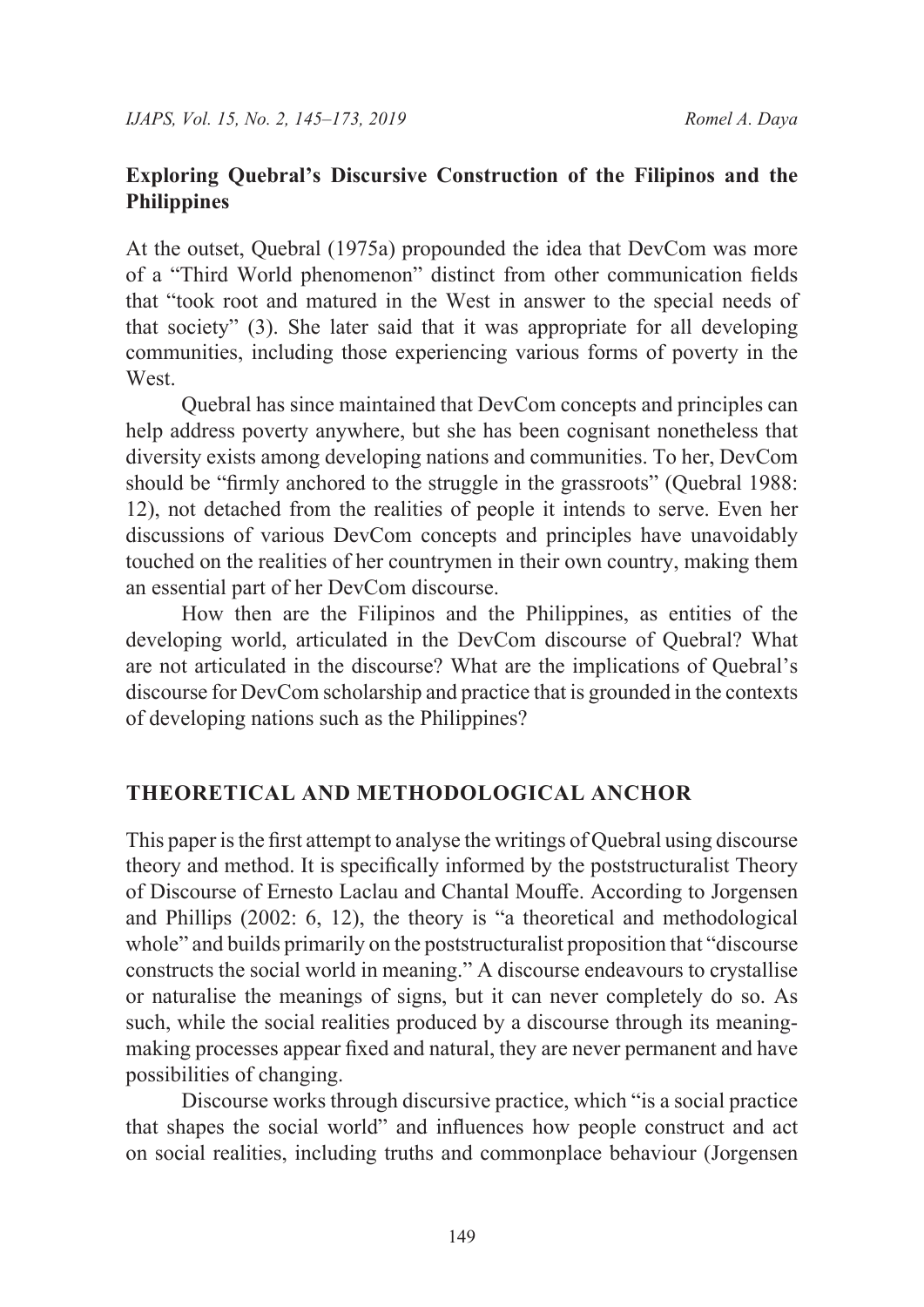**Exploring Quebral's Discursive Construction of the Filipinos and the Philippines**

At the outset, Quebral (1975a) propounded the idea that DevCom was more of a "Third World phenomenon" distinct from other communication fields that "took root and matured in the West in answer to the special needs of that society" (3). She later said that it was appropriate for all developing communities, including those experiencing various forms of poverty in the West.

Quebral has since maintained that DevCom concepts and principles can help address poverty anywhere, but she has been cognisant nonetheless that diversity exists among developing nations and communities. To her, DevCom should be "firmly anchored to the struggle in the grassroots" (Quebral 1988: 12), not detached from the realities of people it intends to serve. Even her discussions of various DevCom concepts and principles have unavoidably touched on the realities of her countrymen in their own country, making them an essential part of her DevCom discourse.

How then are the Filipinos and the Philippines, as entities of the developing world, articulated in the DevCom discourse of Quebral? What are not articulated in the discourse? What are the implications of Quebral's discourse for DevCom scholarship and practice that is grounded in the contexts of developing nations such as the Philippines?

## THEORETICAL AND METHODOLOGICAL ANCHOR

This paper is the first attempt to analyse the writings of Quebral using discourse theory and method. It is specifically informed by the poststructuralist Theory of Discourse of Ernesto Laclau and Chantal Mouffe. According to Jorgensen and Phillips (2002: 6, 12), the theory is "a theoretical and methodological whole" and builds primarily on the poststructuralist proposition that "discourse constructs the social world in meaning." A discourse endeavours to crystallise or naturalise the meanings of signs, but it can never completely do so. As such, while the social realities produced by a discourse through its meaning-making processes appear fixed and natural, they are never permanent and have possibilities of changing.

Discourse works through discursive practice, which "is a social practice that shapes the social world" and influences how people construct and act on social realities, including truths and commonplace behaviour (Jorgensen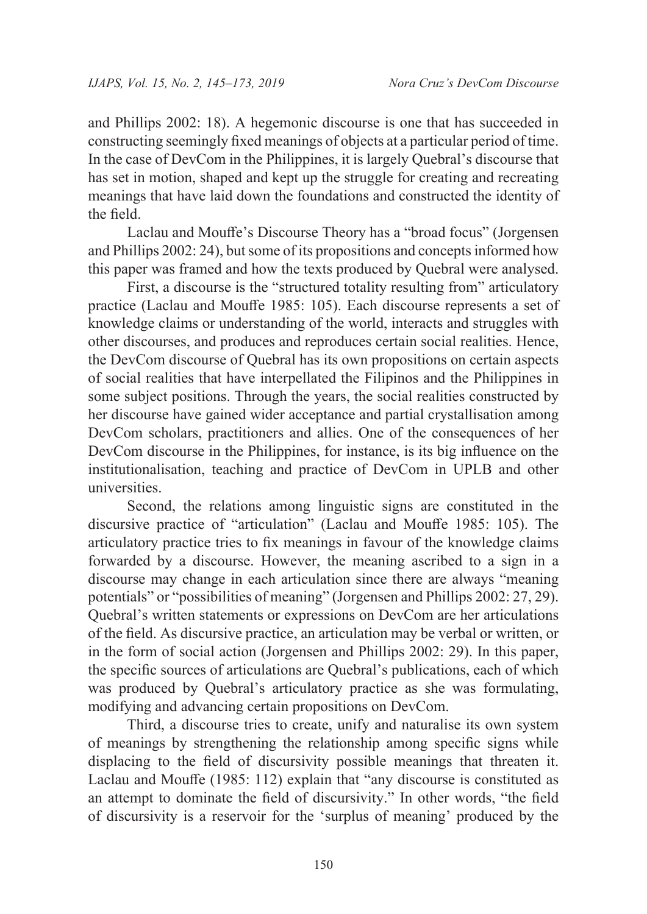and Phillips 2002: 18). A hegemonic discourse is one that has succeeded in constructing seemingly fixed meanings of objects at a particular period of time. In the case of DevCom in the Philippines, it is largely Quebral's discourse that has set in motion, shaped and kept up the struggle for creating and recreating meanings that have laid down the foundations and constructed the identity of the field.

Laclau and Mouffe's Discourse Theory has a "broad focus" (Jorgensen and Phillips 2002: 24), but some of its propositions and concepts informed how this paper was framed and how the texts produced by Quebral were analysed.

First, a discourse is the "structured totality resulting from" articulatory practice (Laclau and Mouffe 1985: 105). Each discourse represents a set of knowledge claims or understanding of the world, interacts and struggles with other discourses, and produces and reproduces certain social realities. Hence, the DevCom discourse of Quebral has its own propositions on certain aspects of social realities that have interpellated the Filipinos and the Philippines in some subject positions. Through the years, the social realities constructed by her discourse have gained wider acceptance and partial crystallisation among DevCom scholars, practitioners and allies. One of the consequences of her DevCom discourse in the Philippines, for instance, is its big influence on the institutionalisation, teaching and practice of DevCom in UPLB and other universities.

Second, the relations among linguistic signs are constituted in the discursive practice of "articulation" (Laclau and Mouffe 1985: 105). The articulatory practice tries to fix meanings in favour of the knowledge claims forwarded by a discourse. However, the meaning ascribed to a sign in a discourse may change in each articulation since there are always "meaning potentials" or "possibilities of meaning" (Jorgensen and Phillips 2002: 27, 29). Quebral's written statements or expressions on DevCom are her articulations of the field. As discursive practice, an articulation may be verbal or written, or in the form of social action (Jorgensen and Phillips 2002: 29). In this paper, the specific sources of articulations are Quebral's publications, each of which was produced by Quebral's articulatory practice as she was formulating, modifying and advancing certain propositions on DevCom.

Third, a discourse tries to create, unify and naturalise its own system of meanings by strengthening the relationship among specific signs while displacing to the field of discursivity possible meanings that threaten it. Laclau and Mouffe (1985: 112) explain that "any discourse is constituted as an attempt to dominate the field of discursivity." In other words, "the field of discursivity is a reservoir for the 'surplus of meaning' produced by the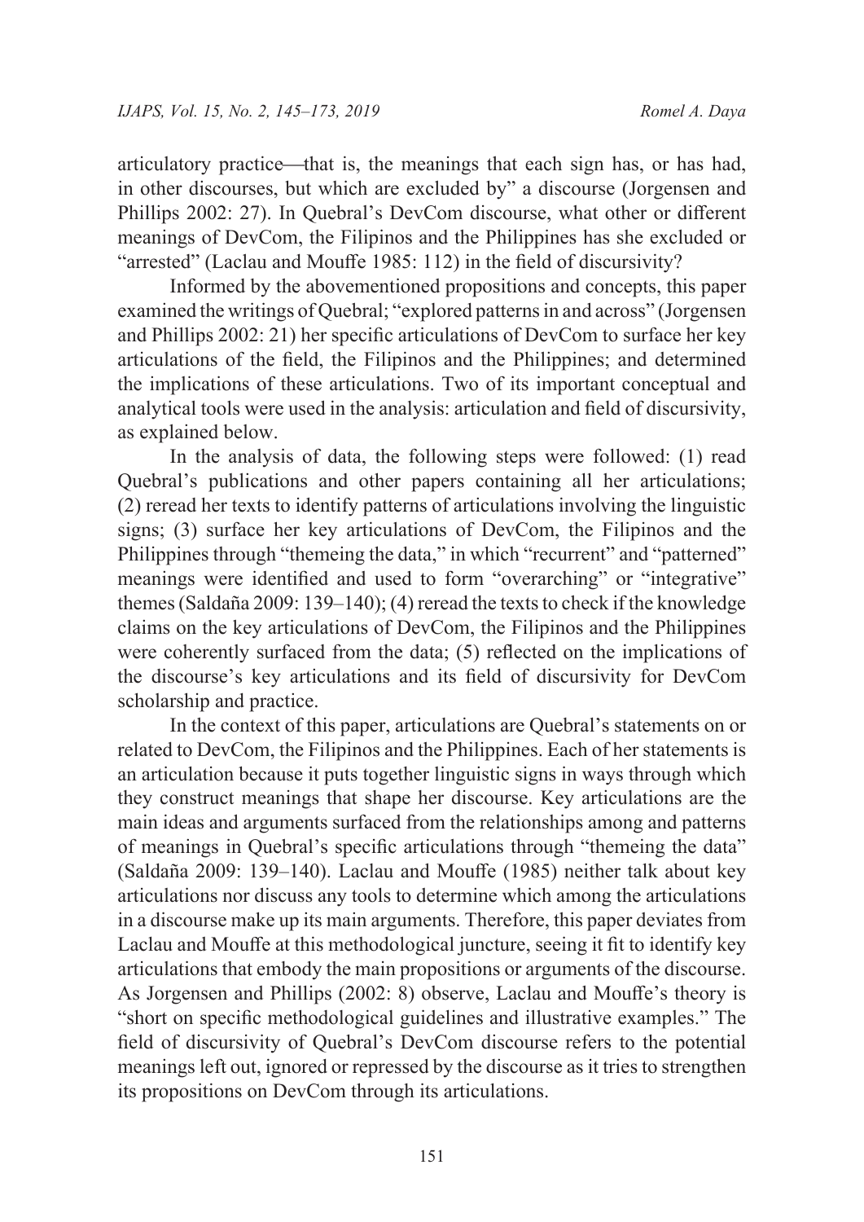articulatory practice—that is, the meanings that each sign has, or has had, in other discourses, but which are excluded by" a discourse (Jorgensen and Phillips 2002: 27). In Quebral's DevCom discourse, what other or different meanings of DevCom, the Filipinos and the Philippines has she excluded or "arrested" (Laclau and Mouffe 1985: 112) in the field of discursivity?

Informed by the abovementioned propositions and concepts, this paper examined the writings of Quebral; "explored patterns in and across" (Jorgensen and Phillips 2002: 21) her specific articulations of DevCom to surface her key articulations of the field, the Filipinos and the Philippines; and determined the implications of these articulations. Two of its important conceptual and analytical tools were used in the analysis: articulation and field of discursivity, as explained below.

In the analysis of data, the following steps were followed: (1) read Quebral's publications and other papers containing all her articulations; (2) reread her texts to identify patterns of articulations involving the linguistic signs; (3) surface her key articulations of DevCom, the Filipinos and the Philippines through "themeing the data," in which "recurrent" and "patterned" meanings were identified and used to form "overarching" or "integrative" themes (Saldaña 2009: 139–140); (4) reread the texts to check if the knowledge claims on the key articulations of DevCom, the Filipinos and the Philippines were coherently surfaced from the data; (5) reflected on the implications of the discourse's key articulations and its field of discursivity for DevCom scholarship and practice.

In the context of this paper, articulations are Quebral's statements on or related to DevCom, the Filipinos and the Philippines. Each of her statements is an articulation because it puts together linguistic signs in ways through which they construct meanings that shape her discourse. Key articulations are the main ideas and arguments surfaced from the relationships among and patterns of meanings in Quebral's specific articulations through "themeing the data" (Saldaña 2009: 139–140). Laclau and Mouffe (1985) neither talk about key articulations nor discuss any tools to determine which among the articulations in a discourse make up its main arguments. Therefore, this paper deviates from Laclau and Mouffe at this methodological juncture, seeing it fit to identify key articulations that embody the main propositions or arguments of the discourse. As Jorgensen and Phillips (2002: 8) observe, Laclau and Mouffe's theory is "short on specific methodological guidelines and illustrative examples." The field of discursivity of Quebral's DevCom discourse refers to the potential meanings left out, ignored or repressed by the discourse as it tries to strengthen its propositions on DevCom through its articulations.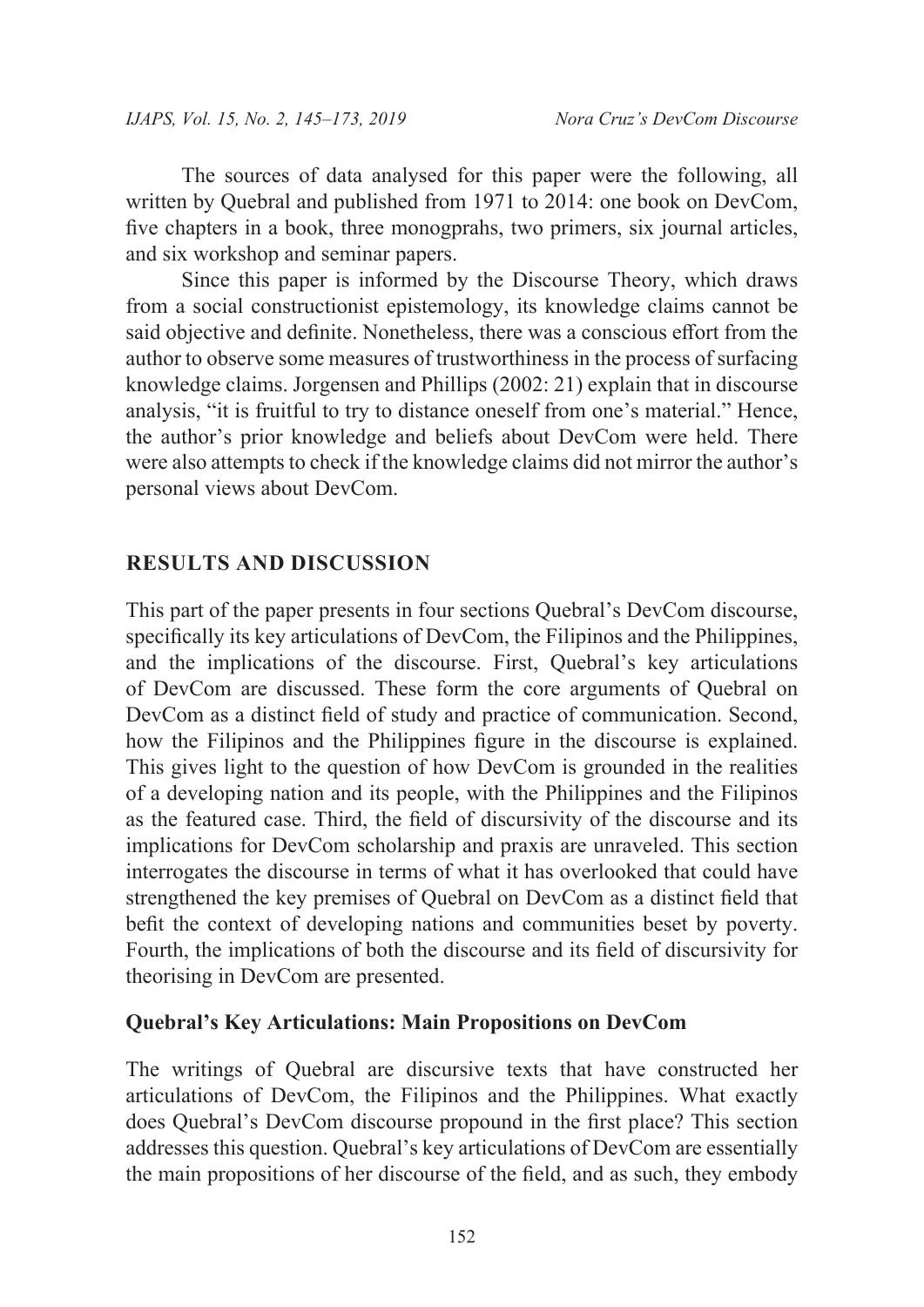The sources of data analysed for this paper were the following, all written by Quebral and published from 1971 to 2014: one book on DevCom, five chapters in a book, three monogprahs, two primers, six journal articles, and six workshop and seminar papers.

Since this paper is informed by the Discourse Theory, which draws from a social constructionist epistemology, its knowledge claims cannot be said objective and definite. Nonetheless, there was a conscious effort from the author to observe some measures of trustworthiness in the process of surfacing knowledge claims. Jorgensen and Phillips (2002: 21) explain that in discourse analysis, "it is fruitful to try to distance oneself from one's material." Hence, the author's prior knowledge and beliefs about DevCom were held. There were also attempts to check if the knowledge claims did not mirror the author's personal views about DevCom.

## RESULTS AND DISCUSSION

This part of the paper presents in four sections Quebral's DevCom discourse, specifically its key articulations of DevCom, the Filipinos and the Philippines, and the implications of the discourse. First, Quebral's key articulations of DevCom are discussed. These form the core arguments of Quebral on DevCom as a distinct field of study and practice of communication. Second, how the Filipinos and the Philippines figure in the discourse is explained. This gives light to the question of how DevCom is grounded in the realities of a developing nation and its people, with the Philippines and the Filipinos as the featured case. Third, the field of discursivity of the discourse and its implications for DevCom scholarship and praxis are unraveled. This section interrogates the discourse in terms of what it has overlooked that could have strengthened the key premises of Quebral on DevCom as a distinct field that befit the context of developing nations and communities beset by poverty. Fourth, the implications of both the discourse and its field of discursivity for theorising in DevCom are presented.

### Quebral's Key Articulations: Main Propositions on DevCom

The writings of Quebral are discursive texts that have constructed her articulations of DevCom, the Filipinos and the Philippines. What exactly does Quebral's DevCom discourse propound in the first place? This section addresses this question. Quebral's key articulations of DevCom are essentially the main propositions of her discourse of the field, and as such, they embody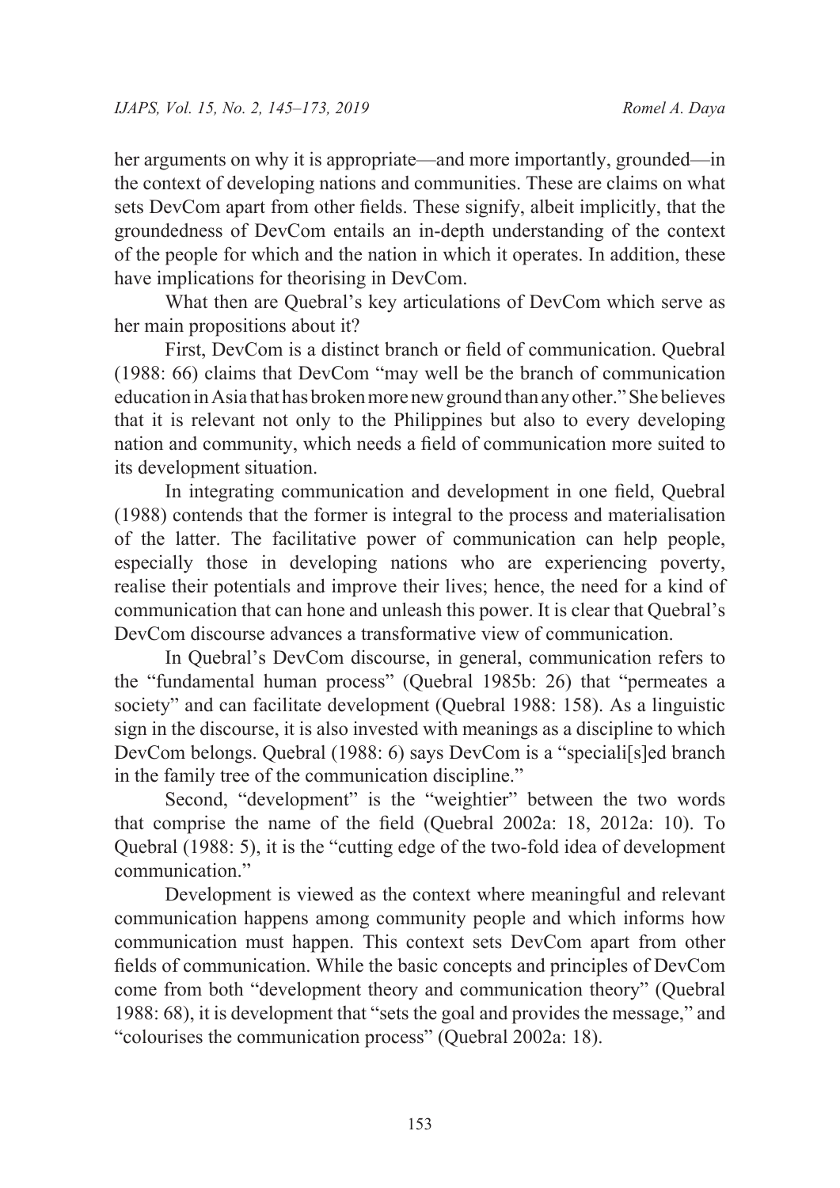her arguments on why it is appropriate—and more importantly, grounded—in the context of developing nations and communities. These are claims on what sets DevCom apart from other fields. These signify, albeit implicitly, that the groundedness of DevCom entails an in-depth understanding of the context of the people for which and the nation in which it operates. In addition, these have implications for theorising in DevCom.

What then are Quebral's key articulations of DevCom which serve as her main propositions about it?

First, DevCom is a distinct branch or field of communication. Quebral (1988: 66) claims that DevCom "may well be the branch of communication education in Asia that has broken more new ground than any other." She believes that it is relevant not only to the Philippines but also to every developing nation and community, which needs a field of communication more suited to its development situation.

In integrating communication and development in one field, Quebral (1988) contends that the former is integral to the process and materialisation of the latter. The facilitative power of communication can help people, especially those in developing nations who are experiencing poverty, realise their potentials and improve their lives; hence, the need for a kind of communication that can hone and unleash this power. It is clear that Quebral's DevCom discourse advances a transformative view of communication.

In Quebral's DevCom discourse, in general, communication refers to the "fundamental human process" (Quebral 1985b: 26) that "permeates a society" and can facilitate development (Quebral 1988: 158). As a linguistic sign in the discourse, it is also invested with meanings as a discipline to which DevCom belongs. Quebral (1988: 6) says DevCom is a "speciali[s]ed branch in the family tree of the communication discipline."

Second, "development" is the "weightier" between the two words that comprise the name of the field (Quebral 2002a: 18, 2012a: 10). To Quebral (1988: 5), it is the "cutting edge of the two-fold idea of development communication."

Development is viewed as the context where meaningful and relevant communication happens among community people and which informs how communication must happen. This context sets DevCom apart from other fields of communication. While the basic concepts and principles of DevCom come from both "development theory and communication theory" (Quebral 1988: 68), it is development that "sets the goal and provides the message," and "colourises the communication process" (Quebral 2002a: 18).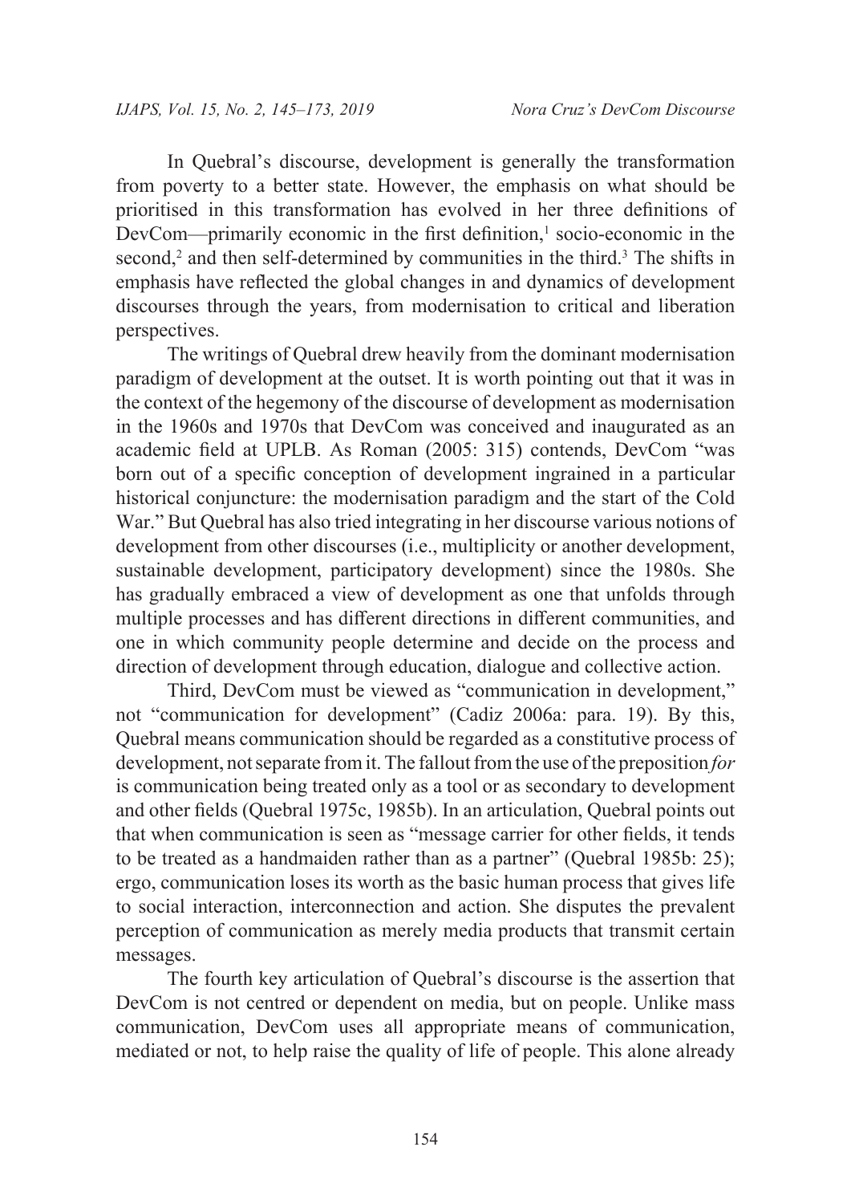In Quebral's discourse, development is generally the transformation from poverty to a better state. However, the emphasis on what should be prioritised in this transformation has evolved in her three definitions of DevCom—primarily economic in the first definition,[1] socio-economic in the second,[2] and then self-determined by communities in the third.[3] The shifts in emphasis have reflected the global changes in and dynamics of development discourses through the years, from modernisation to critical and liberation perspectives.

The writings of Quebral drew heavily from the dominant modernisation paradigm of development at the outset. It is worth pointing out that it was in the context of the hegemony of the discourse of development as modernisation in the 1960s and 1970s that DevCom was conceived and inaugurated as an academic field at UPLB. As Roman (2005: 315) contends, DevCom "was born out of a specific conception of development ingrained in a particular historical conjuncture: the modernisation paradigm and the start of the Cold War." But Quebral has also tried integrating in her discourse various notions of development from other discourses (i.e., multiplicity or another development, sustainable development, participatory development) since the 1980s. She has gradually embraced a view of development as one that unfolds through multiple processes and has different directions in different communities, and one in which community people determine and decide on the process and direction of development through education, dialogue and collective action.

Third, DevCom must be viewed as "communication in development," not "communication for development" (Cadiz 2006a: para. 19). By this, Quebral means communication should be regarded as a constitutive process of development, not separate from it. The fallout from the use of the preposition *for* is communication being treated only as a tool or as secondary to development and other fields (Quebral 1975c, 1985b). In an articulation, Quebral points out that when communication is seen as "message carrier for other fields, it tends to be treated as a handmaiden rather than as a partner" (Quebral 1985b: 25); ergo, communication loses its worth as the basic human process that gives life to social interaction, interconnection and action. She disputes the prevalent perception of communication as merely media products that transmit certain messages.

The fourth key articulation of Quebral's discourse is the assertion that DevCom is not centred or dependent on media, but on people. Unlike mass communication, DevCom uses all appropriate means of communication, mediated or not, to help raise the quality of life of people. This alone already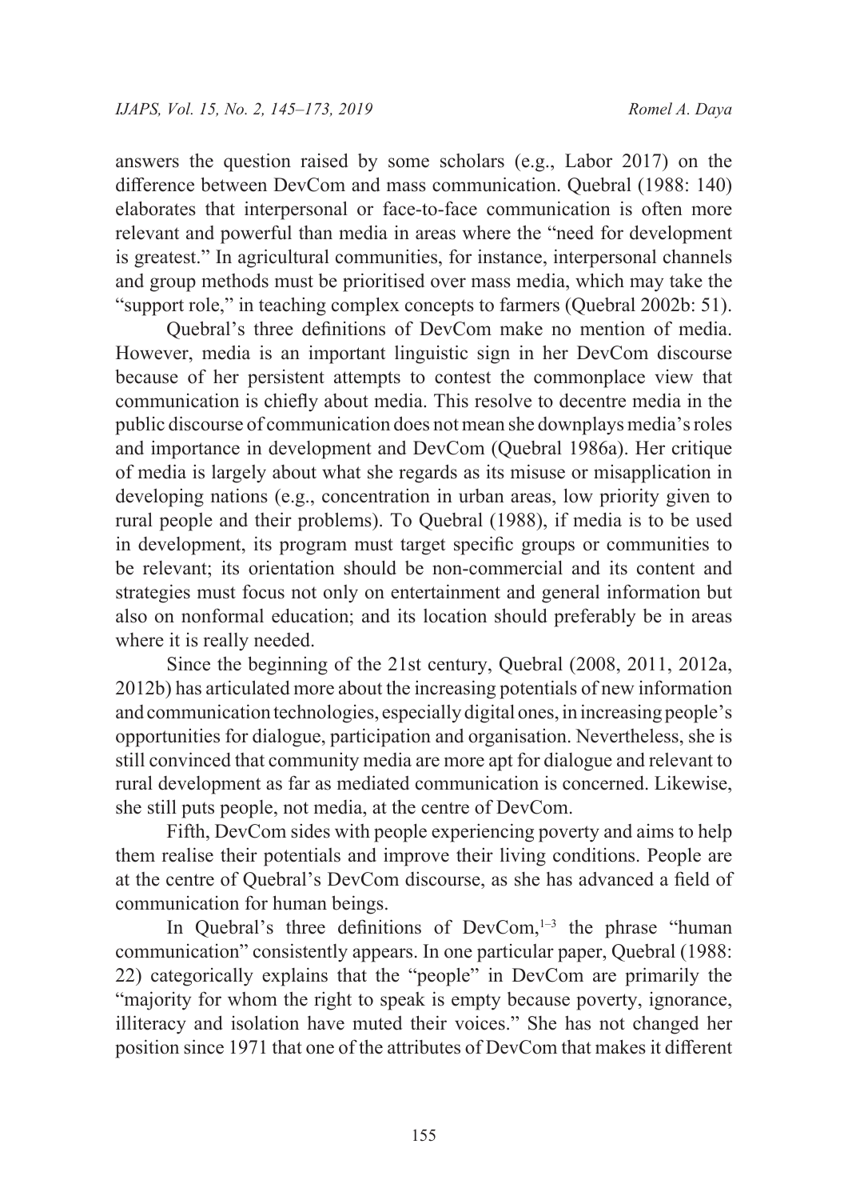answers the question raised by some scholars (e.g., Labor 2017) on the difference between DevCom and mass communication. Quebral (1988: 140) elaborates that interpersonal or face-to-face communication is often more relevant and powerful than media in areas where the "need for development is greatest." In agricultural communities, for instance, interpersonal channels and group methods must be prioritised over mass media, which may take the "support role," in teaching complex concepts to farmers (Quebral 2002b: 51).

Quebral's three definitions of DevCom make no mention of media. However, media is an important linguistic sign in her DevCom discourse because of her persistent attempts to contest the commonplace view that communication is chiefly about media. This resolve to decentre media in the public discourse of communication does not mean she downplays media's roles and importance in development and DevCom (Quebral 1986a). Her critique of media is largely about what she regards as its misuse or misapplication in developing nations (e.g., concentration in urban areas, low priority given to rural people and their problems). To Quebral (1988), if media is to be used in development, its program must target specific groups or communities to be relevant; its orientation should be non-commercial and its content and strategies must focus not only on entertainment and general information but also on nonformal education; and its location should preferably be in areas where it is really needed.

Since the beginning of the 21st century, Quebral (2008, 2011, 2012a, 2012b) has articulated more about the increasing potentials of new information and communication technologies, especially digital ones, in increasing people's opportunities for dialogue, participation and organisation. Nevertheless, she is still convinced that community media are more apt for dialogue and relevant to rural development as far as mediated communication is concerned. Likewise, she still puts people, not media, at the centre of DevCom.

Fifth, DevCom sides with people experiencing poverty and aims to help them realise their potentials and improve their living conditions. People are at the centre of Quebral's DevCom discourse, as she has advanced a field of communication for human beings.

In Quebral's three definitions of DevCom,[1–3] the phrase "human communication" consistently appears. In one particular paper, Quebral (1988: 22) categorically explains that the "people" in DevCom are primarily the "majority for whom the right to speak is empty because poverty, ignorance, illiteracy and isolation have muted their voices." She has not changed her position since 1971 that one of the attributes of DevCom that makes it different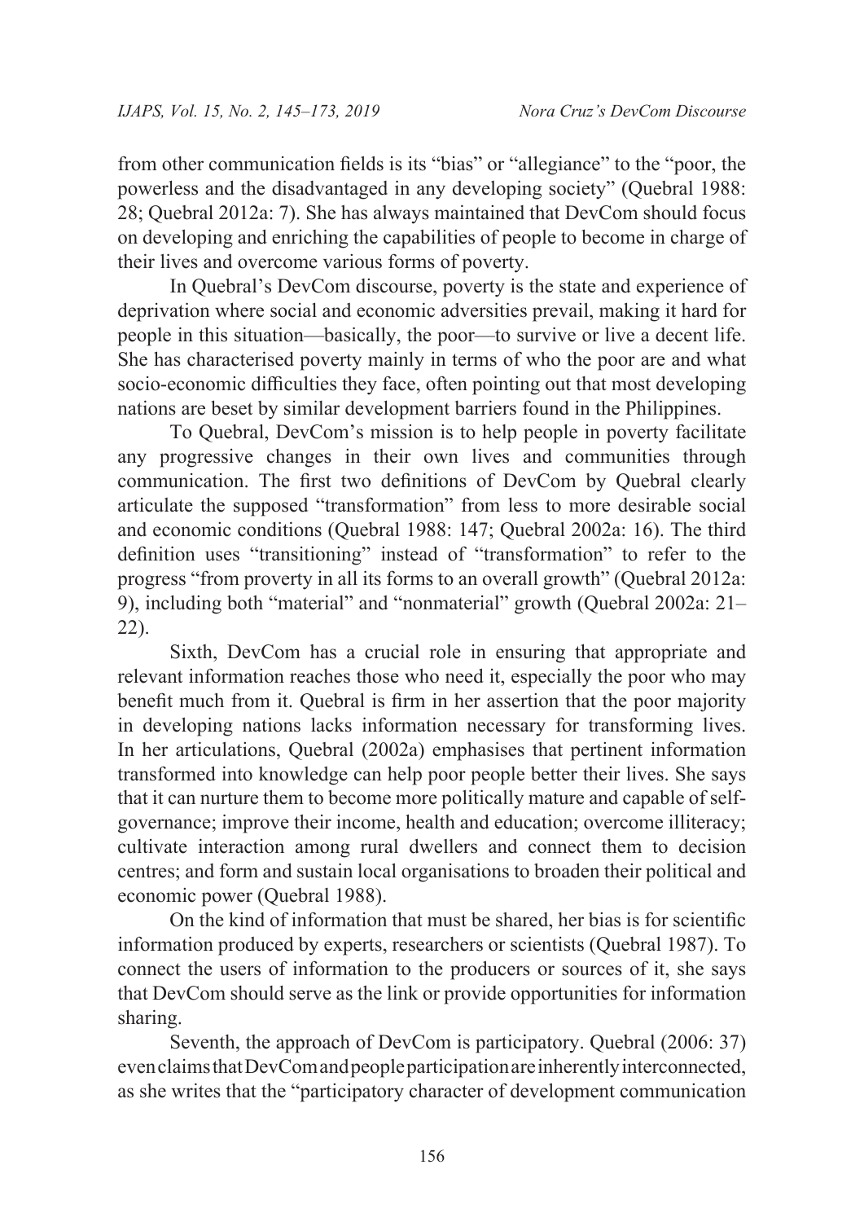from other communication fields is its "bias" or "allegiance" to the "poor, the powerless and the disadvantaged in any developing society" (Quebral 1988: 28; Quebral 2012a: 7). She has always maintained that DevCom should focus on developing and enriching the capabilities of people to become in charge of their lives and overcome various forms of poverty.

In Quebral's DevCom discourse, poverty is the state and experience of deprivation where social and economic adversities prevail, making it hard for people in this situation—basically, the poor—to survive or live a decent life. She has characterised poverty mainly in terms of who the poor are and what socio-economic difficulties they face, often pointing out that most developing nations are beset by similar development barriers found in the Philippines.

To Quebral, DevCom's mission is to help people in poverty facilitate any progressive changes in their own lives and communities through communication. The first two definitions of DevCom by Quebral clearly articulate the supposed "transformation" from less to more desirable social and economic conditions (Quebral 1988: 147; Quebral 2002a: 16). The third definition uses "transitioning" instead of "transformation" to refer to the progress "from proverty in all its forms to an overall growth" (Quebral 2012a: 9), including both "material" and "nonmaterial" growth (Quebral 2002a: 21–22).

Sixth, DevCom has a crucial role in ensuring that appropriate and relevant information reaches those who need it, especially the poor who may benefit much from it. Quebral is firm in her assertion that the poor majority in developing nations lacks information necessary for transforming lives. In her articulations, Quebral (2002a) emphasises that pertinent information transformed into knowledge can help poor people better their lives. She says that it can nurture them to become more politically mature and capable of self-governance; improve their income, health and education; overcome illiteracy; cultivate interaction among rural dwellers and connect them to decision centres; and form and sustain local organisations to broaden their political and economic power (Quebral 1988).

On the kind of information that must be shared, her bias is for scientific information produced by experts, researchers or scientists (Quebral 1987). To connect the users of information to the producers or sources of it, she says that DevCom should serve as the link or provide opportunities for information sharing.

Seventh, the approach of DevCom is participatory. Quebral (2006: 37) even claims that DevCom and people participation are inherently interconnected, as she writes that the "participatory character of development communication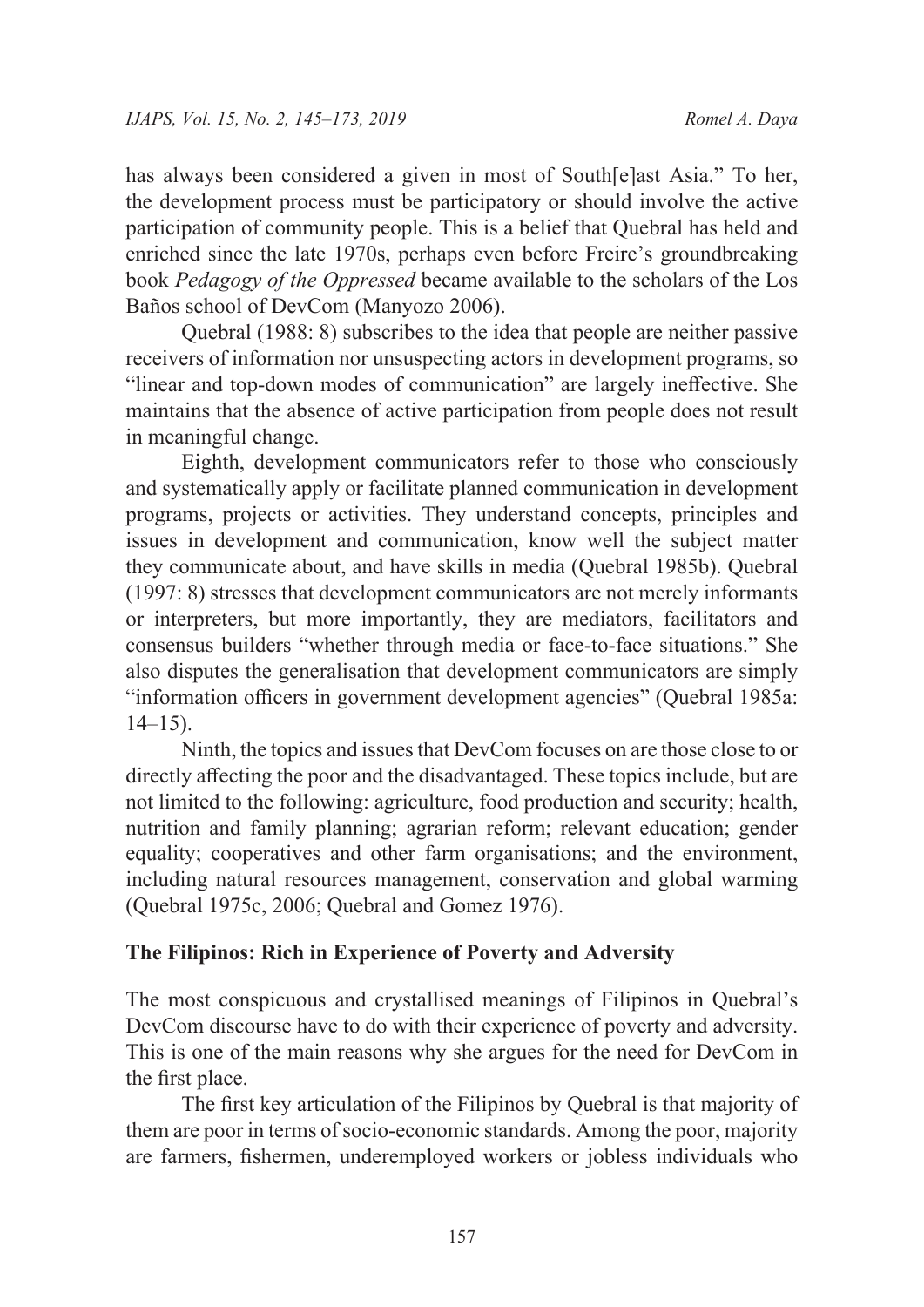has always been considered a given in most of South[e]ast Asia." To her, the development process must be participatory or should involve the active participation of community people. This is a belief that Quebral has held and enriched since the late 1970s, perhaps even before Freire's groundbreaking book *Pedagogy of the Oppressed* became available to the scholars of the Los Baños school of DevCom (Manyozo 2006).

Quebral (1988: 8) subscribes to the idea that people are neither passive receivers of information nor unsuspecting actors in development programs, so "linear and top-down modes of communication" are largely ineffective. She maintains that the absence of active participation from people does not result in meaningful change.

Eighth, development communicators refer to those who consciously and systematically apply or facilitate planned communication in development programs, projects or activities. They understand concepts, principles and issues in development and communication, know well the subject matter they communicate about, and have skills in media (Quebral 1985b). Quebral (1997: 8) stresses that development communicators are not merely informants or interpreters, but more importantly, they are mediators, facilitators and consensus builders "whether through media or face-to-face situations." She also disputes the generalisation that development communicators are simply "information officers in government development agencies" (Quebral 1985a: 14–15).

Ninth, the topics and issues that DevCom focuses on are those close to or directly affecting the poor and the disadvantaged. These topics include, but are not limited to the following: agriculture, food production and security; health, nutrition and family planning; agrarian reform; relevant education; gender equality; cooperatives and other farm organisations; and the environment, including natural resources management, conservation and global warming (Quebral 1975c, 2006; Quebral and Gomez 1976).

## The Filipinos: Rich in Experience of Poverty and Adversity

The most conspicuous and crystallised meanings of Filipinos in Quebral's DevCom discourse have to do with their experience of poverty and adversity. This is one of the main reasons why she argues for the need for DevCom in the first place.

The first key articulation of the Filipinos by Quebral is that majority of them are poor in terms of socio-economic standards. Among the poor, majority are farmers, fishermen, underemployed workers or jobless individuals who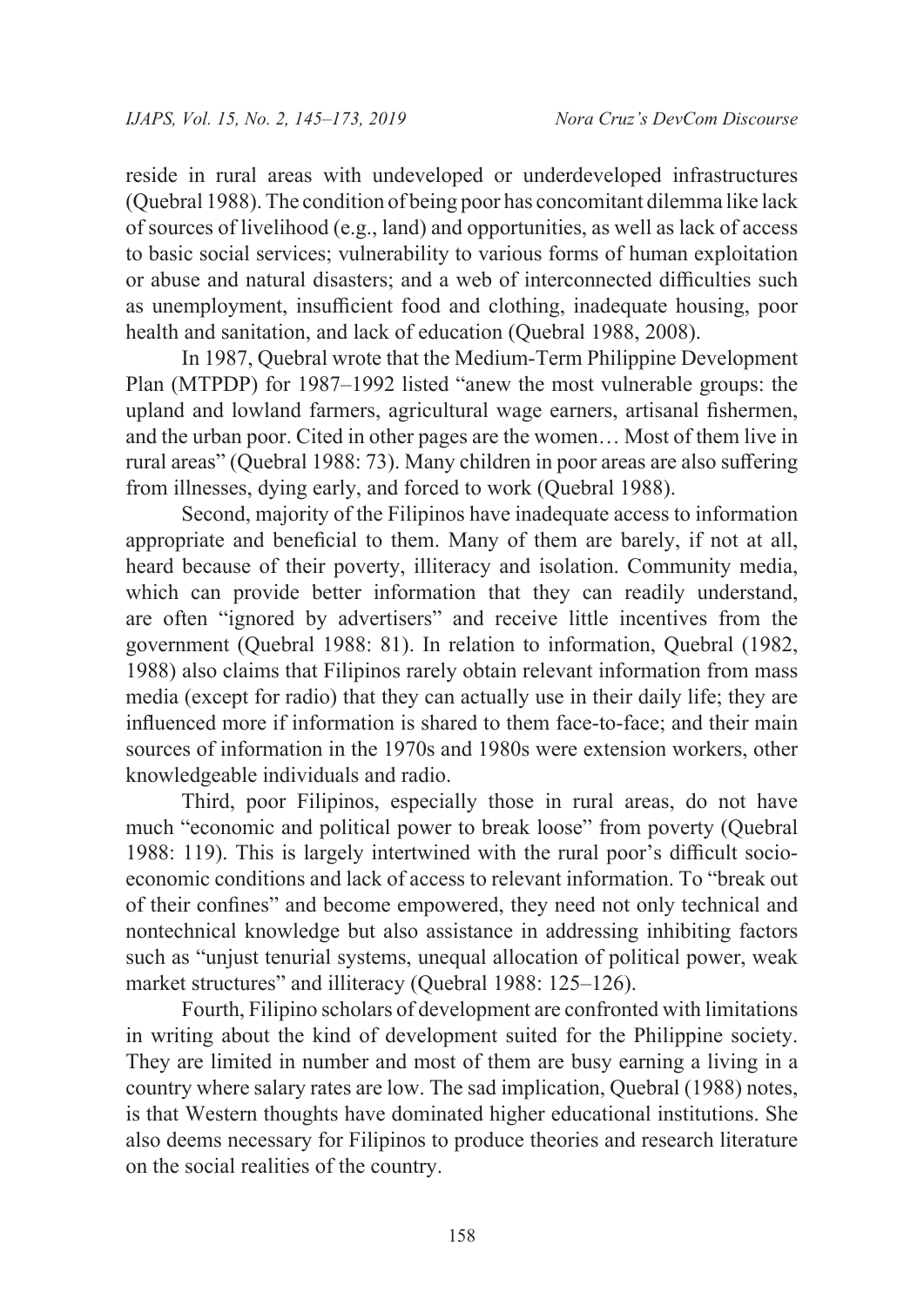reside in rural areas with undeveloped or underdeveloped infrastructures (Quebral 1988). The condition of being poor has concomitant dilemma like lack of sources of livelihood (e.g., land) and opportunities, as well as lack of access to basic social services; vulnerability to various forms of human exploitation or abuse and natural disasters; and a web of interconnected difficulties such as unemployment, insufficient food and clothing, inadequate housing, poor health and sanitation, and lack of education (Quebral 1988, 2008).

In 1987, Quebral wrote that the Medium-Term Philippine Development Plan (MTPDP) for 1987–1992 listed "anew the most vulnerable groups: the upland and lowland farmers, agricultural wage earners, artisanal fishermen, and the urban poor. Cited in other pages are the women… Most of them live in rural areas" (Quebral 1988: 73). Many children in poor areas are also suffering from illnesses, dying early, and forced to work (Quebral 1988).

Second, majority of the Filipinos have inadequate access to information appropriate and beneficial to them. Many of them are barely, if not at all, heard because of their poverty, illiteracy and isolation. Community media, which can provide better information that they can readily understand, are often "ignored by advertisers" and receive little incentives from the government (Quebral 1988: 81). In relation to information, Quebral (1982, 1988) also claims that Filipinos rarely obtain relevant information from mass media (except for radio) that they can actually use in their daily life; they are influenced more if information is shared to them face-to-face; and their main sources of information in the 1970s and 1980s were extension workers, other knowledgeable individuals and radio.

Third, poor Filipinos, especially those in rural areas, do not have much "economic and political power to break loose" from poverty (Quebral 1988: 119). This is largely intertwined with the rural poor's difficult socio-economic conditions and lack of access to relevant information. To "break out of their confines" and become empowered, they need not only technical and nontechnical knowledge but also assistance in addressing inhibiting factors such as "unjust tenurial systems, unequal allocation of political power, weak market structures" and illiteracy (Quebral 1988: 125–126).

Fourth, Filipino scholars of development are confronted with limitations in writing about the kind of development suited for the Philippine society. They are limited in number and most of them are busy earning a living in a country where salary rates are low. The sad implication, Quebral (1988) notes, is that Western thoughts have dominated higher educational institutions. She also deems necessary for Filipinos to produce theories and research literature on the social realities of the country.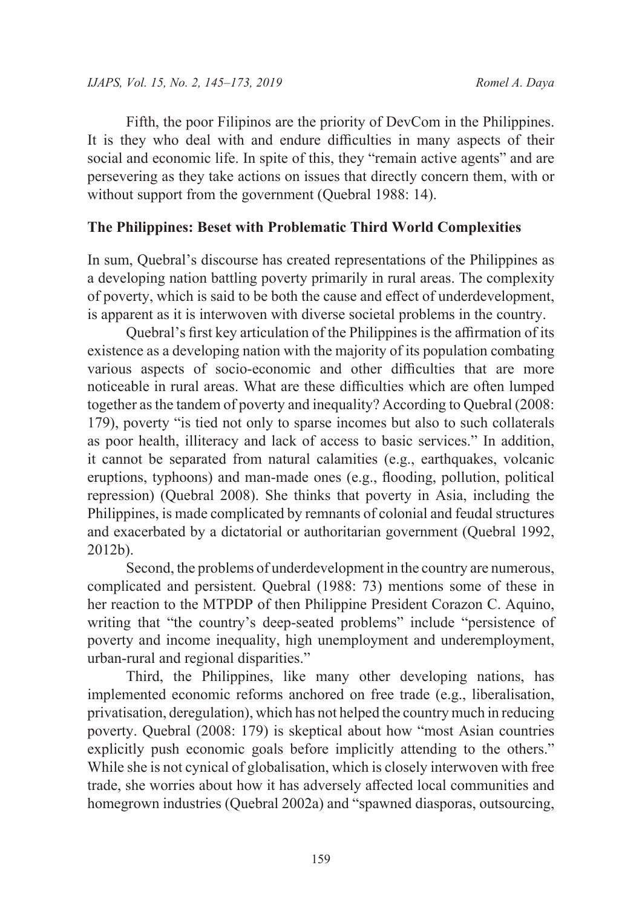Fifth, the poor Filipinos are the priority of DevCom in the Philippines. It is they who deal with and endure difficulties in many aspects of their social and economic life. In spite of this, they "remain active agents" and are persevering as they take actions on issues that directly concern them, with or without support from the government (Quebral 1988: 14).

## The Philippines: Beset with Problematic Third World Complexities

In sum, Quebral's discourse has created representations of the Philippines as a developing nation battling poverty primarily in rural areas. The complexity of poverty, which is said to be both the cause and effect of underdevelopment, is apparent as it is interwoven with diverse societal problems in the country.

Quebral's first key articulation of the Philippines is the affirmation of its existence as a developing nation with the majority of its population combating various aspects of socio-economic and other difficulties that are more noticeable in rural areas. What are these difficulties which are often lumped together as the tandem of poverty and inequality? According to Quebral (2008: 179), poverty "is tied not only to sparse incomes but also to such collaterals as poor health, illiteracy and lack of access to basic services." In addition, it cannot be separated from natural calamities (e.g., earthquakes, volcanic eruptions, typhoons) and man-made ones (e.g., flooding, pollution, political repression) (Quebral 2008). She thinks that poverty in Asia, including the Philippines, is made complicated by remnants of colonial and feudal structures and exacerbated by a dictatorial or authoritarian government (Quebral 1992, 2012b).

Second, the problems of underdevelopment in the country are numerous, complicated and persistent. Quebral (1988: 73) mentions some of these in her reaction to the MTPDP of then Philippine President Corazon C. Aquino, writing that "the country's deep-seated problems" include "persistence of poverty and income inequality, high unemployment and underemployment, urban-rural and regional disparities."

Third, the Philippines, like many other developing nations, has implemented economic reforms anchored on free trade (e.g., liberalisation, privatisation, deregulation), which has not helped the country much in reducing poverty. Quebral (2008: 179) is skeptical about how "most Asian countries explicitly push economic goals before implicitly attending to the others." While she is not cynical of globalisation, which is closely interwoven with free trade, she worries about how it has adversely affected local communities and homegrown industries (Quebral 2002a) and "spawned diasporas, outsourcing,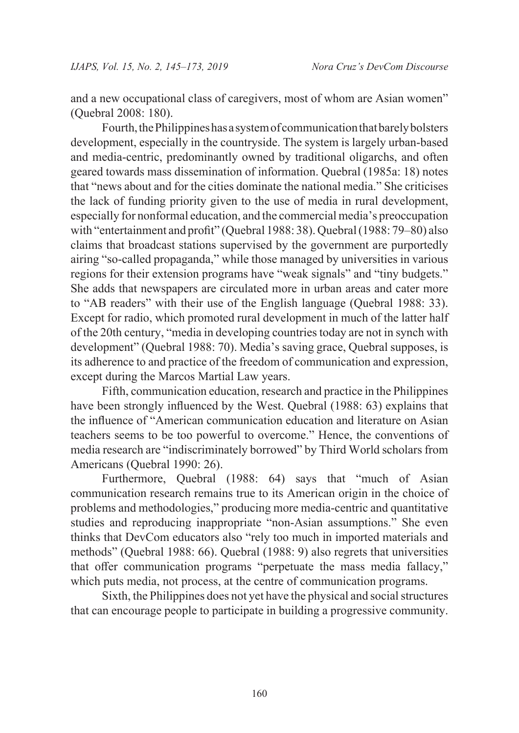and a new occupational class of caregivers, most of whom are Asian women" (Quebral 2008: 180).

Fourth, the Philippines has a system of communication that barely bolsters development, especially in the countryside. The system is largely urban-based and media-centric, predominantly owned by traditional oligarchs, and often geared towards mass dissemination of information. Quebral (1985a: 18) notes that "news about and for the cities dominate the national media." She criticises the lack of funding priority given to the use of media in rural development, especially for nonformal education, and the commercial media's preoccupation with "entertainment and profit" (Quebral 1988: 38). Quebral (1988: 79–80) also claims that broadcast stations supervised by the government are purportedly airing "so-called propaganda," while those managed by universities in various regions for their extension programs have "weak signals" and "tiny budgets." She adds that newspapers are circulated more in urban areas and cater more to "AB readers" with their use of the English language (Quebral 1988: 33). Except for radio, which promoted rural development in much of the latter half of the 20th century, "media in developing countries today are not in synch with development" (Quebral 1988: 70). Media's saving grace, Quebral supposes, is its adherence to and practice of the freedom of communication and expression, except during the Marcos Martial Law years.

Fifth, communication education, research and practice in the Philippines have been strongly influenced by the West. Quebral (1988: 63) explains that the influence of "American communication education and literature on Asian teachers seems to be too powerful to overcome." Hence, the conventions of media research are "indiscriminately borrowed" by Third World scholars from Americans (Quebral 1990: 26).

Furthermore, Quebral (1988: 64) says that "much of Asian communication research remains true to its American origin in the choice of problems and methodologies," producing more media-centric and quantitative studies and reproducing inappropriate "non-Asian assumptions." She even thinks that DevCom educators also "rely too much in imported materials and methods" (Quebral 1988: 66). Quebral (1988: 9) also regrets that universities that offer communication programs "perpetuate the mass media fallacy," which puts media, not process, at the centre of communication programs.

Sixth, the Philippines does not yet have the physical and social structures that can encourage people to participate in building a progressive community.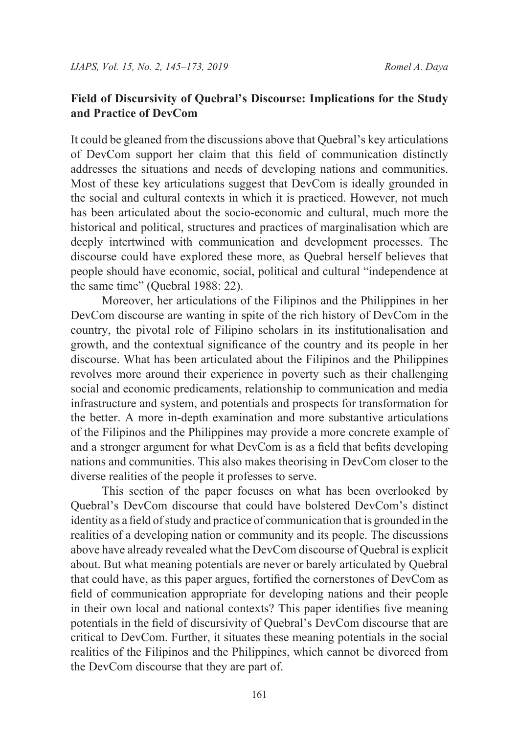**Field of Discursivity of Quebral's Discourse: Implications for the Study and Practice of DevCom**

It could be gleaned from the discussions above that Quebral's key articulations of DevCom support her claim that this field of communication distinctly addresses the situations and needs of developing nations and communities. Most of these key articulations suggest that DevCom is ideally grounded in the social and cultural contexts in which it is practiced. However, not much has been articulated about the socio-economic and cultural, much more the historical and political, structures and practices of marginalisation which are deeply intertwined with communication and development processes. The discourse could have explored these more, as Quebral herself believes that people should have economic, social, political and cultural "independence at the same time" (Quebral 1988: 22).

Moreover, her articulations of the Filipinos and the Philippines in her DevCom discourse are wanting in spite of the rich history of DevCom in the country, the pivotal role of Filipino scholars in its institutionalisation and growth, and the contextual significance of the country and its people in her discourse. What has been articulated about the Filipinos and the Philippines revolves more around their experience in poverty such as their challenging social and economic predicaments, relationship to communication and media infrastructure and system, and potentials and prospects for transformation for the better. A more in-depth examination and more substantive articulations of the Filipinos and the Philippines may provide a more concrete example of and a stronger argument for what DevCom is as a field that befits developing nations and communities. This also makes theorising in DevCom closer to the diverse realities of the people it professes to serve.

This section of the paper focuses on what has been overlooked by Quebral's DevCom discourse that could have bolstered DevCom's distinct identity as a field of study and practice of communication that is grounded in the realities of a developing nation or community and its people. The discussions above have already revealed what the DevCom discourse of Quebral is explicit about. But what meaning potentials are never or barely articulated by Quebral that could have, as this paper argues, fortified the cornerstones of DevCom as field of communication appropriate for developing nations and their people in their own local and national contexts? This paper identifies five meaning potentials in the field of discursivity of Quebral's DevCom discourse that are critical to DevCom. Further, it situates these meaning potentials in the social realities of the Filipinos and the Philippines, which cannot be divorced from the DevCom discourse that they are part of.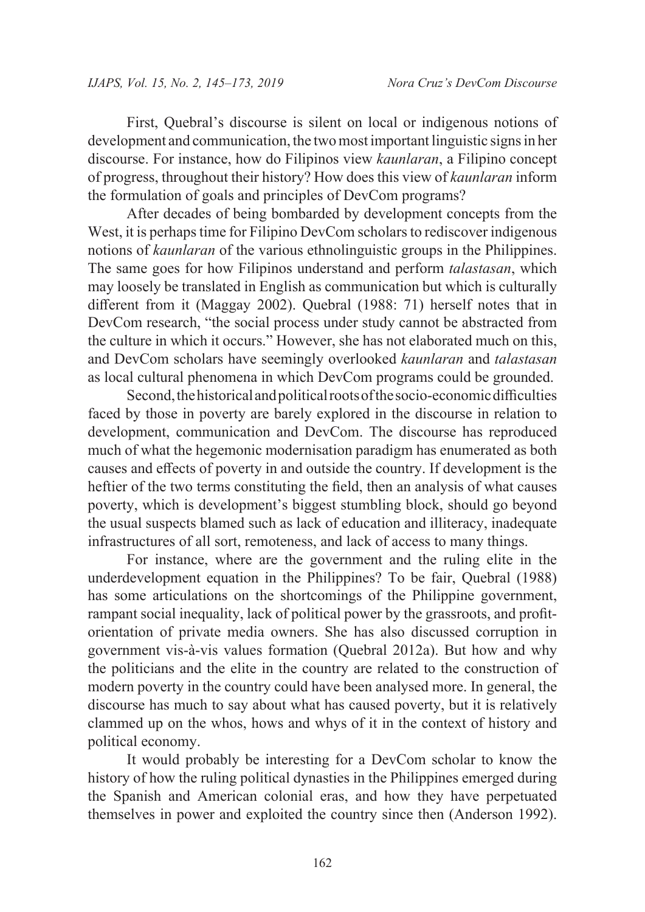First, Quebral's discourse is silent on local or indigenous notions of development and communication, the two most important linguistic signs in her discourse. For instance, how do Filipinos view *kaunlaran*, a Filipino concept of progress, throughout their history? How does this view of *kaunlaran* inform the formulation of goals and principles of DevCom programs?

After decades of being bombarded by development concepts from the West, it is perhaps time for Filipino DevCom scholars to rediscover indigenous notions of *kaunlaran* of the various ethnolinguistic groups in the Philippines. The same goes for how Filipinos understand and perform *talastasan*, which may loosely be translated in English as communication but which is culturally different from it (Maggay 2002). Quebral (1988: 71) herself notes that in DevCom research, "the social process under study cannot be abstracted from the culture in which it occurs." However, she has not elaborated much on this, and DevCom scholars have seemingly overlooked *kaunlaran* and *talastasan* as local cultural phenomena in which DevCom programs could be grounded.

Second, the historical and political roots of the socio-economic difficulties faced by those in poverty are barely explored in the discourse in relation to development, communication and DevCom. The discourse has reproduced much of what the hegemonic modernisation paradigm has enumerated as both causes and effects of poverty in and outside the country. If development is the heftier of the two terms constituting the field, then an analysis of what causes poverty, which is development's biggest stumbling block, should go beyond the usual suspects blamed such as lack of education and illiteracy, inadequate infrastructures of all sort, remoteness, and lack of access to many things.

For instance, where are the government and the ruling elite in the underdevelopment equation in the Philippines? To be fair, Quebral (1988) has some articulations on the shortcomings of the Philippine government, rampant social inequality, lack of political power by the grassroots, and profit-orientation of private media owners. She has also discussed corruption in government vis-à-vis values formation (Quebral 2012a). But how and why the politicians and the elite in the country are related to the construction of modern poverty in the country could have been analysed more. In general, the discourse has much to say about what has caused poverty, but it is relatively clammed up on the whos, hows and whys of it in the context of history and political economy.

It would probably be interesting for a DevCom scholar to know the history of how the ruling political dynasties in the Philippines emerged during the Spanish and American colonial eras, and how they have perpetuated themselves in power and exploited the country since then (Anderson 1992).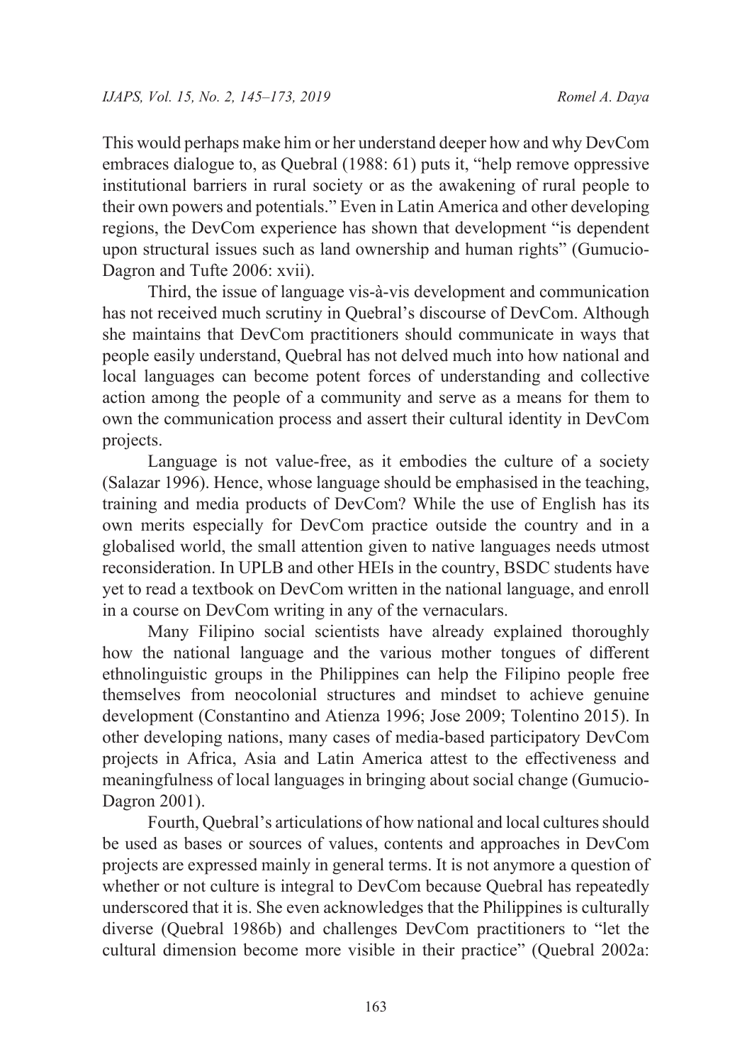This would perhaps make him or her understand deeper how and why DevCom embraces dialogue to, as Quebral (1988: 61) puts it, "help remove oppressive institutional barriers in rural society or as the awakening of rural people to their own powers and potentials." Even in Latin America and other developing regions, the DevCom experience has shown that development "is dependent upon structural issues such as land ownership and human rights" (Gumucio-Dagron and Tufte 2006: xvii).

Third, the issue of language vis-à-vis development and communication has not received much scrutiny in Quebral's discourse of DevCom. Although she maintains that DevCom practitioners should communicate in ways that people easily understand, Quebral has not delved much into how national and local languages can become potent forces of understanding and collective action among the people of a community and serve as a means for them to own the communication process and assert their cultural identity in DevCom projects.

Language is not value-free, as it embodies the culture of a society (Salazar 1996). Hence, whose language should be emphasised in the teaching, training and media products of DevCom? While the use of English has its own merits especially for DevCom practice outside the country and in a globalised world, the small attention given to native languages needs utmost reconsideration. In UPLB and other HEIs in the country, BSDC students have yet to read a textbook on DevCom written in the national language, and enroll in a course on DevCom writing in any of the vernaculars.

Many Filipino social scientists have already explained thoroughly how the national language and the various mother tongues of different ethnolinguistic groups in the Philippines can help the Filipino people free themselves from neocolonial structures and mindset to achieve genuine development (Constantino and Atienza 1996; Jose 2009; Tolentino 2015). In other developing nations, many cases of media-based participatory DevCom projects in Africa, Asia and Latin America attest to the effectiveness and meaningfulness of local languages in bringing about social change (Gumucio-Dagron 2001).

Fourth, Quebral's articulations of how national and local cultures should be used as bases or sources of values, contents and approaches in DevCom projects are expressed mainly in general terms. It is not anymore a question of whether or not culture is integral to DevCom because Quebral has repeatedly underscored that it is. She even acknowledges that the Philippines is culturally diverse (Quebral 1986b) and challenges DevCom practitioners to "let the cultural dimension become more visible in their practice" (Quebral 2002a: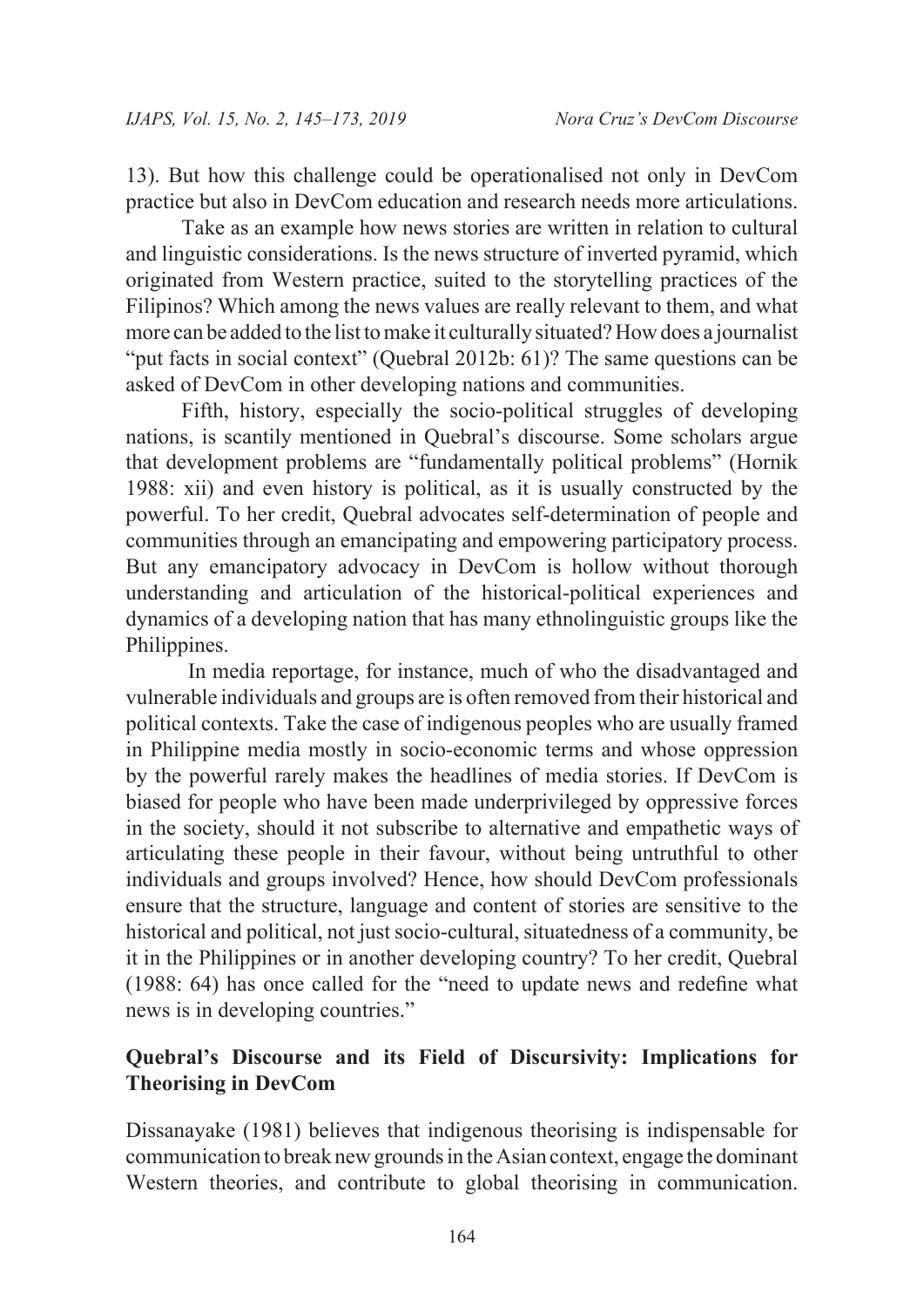13). But how this challenge could be operationalised not only in DevCom practice but also in DevCom education and research needs more articulations.

Take as an example how news stories are written in relation to cultural and linguistic considerations. Is the news structure of inverted pyramid, which originated from Western practice, suited to the storytelling practices of the Filipinos? Which among the news values are really relevant to them, and what more can be added to the list to make it culturally situated? How does a journalist "put facts in social context" (Quebral 2012b: 61)? The same questions can be asked of DevCom in other developing nations and communities.

Fifth, history, especially the socio-political struggles of developing nations, is scantily mentioned in Quebral's discourse. Some scholars argue that development problems are "fundamentally political problems" (Hornik 1988: xii) and even history is political, as it is usually constructed by the powerful. To her credit, Quebral advocates self-determination of people and communities through an emancipating and empowering participatory process. But any emancipatory advocacy in DevCom is hollow without thorough understanding and articulation of the historical-political experiences and dynamics of a developing nation that has many ethnolinguistic groups like the Philippines.

In media reportage, for instance, much of who the disadvantaged and vulnerable individuals and groups are is often removed from their historical and political contexts. Take the case of indigenous peoples who are usually framed in Philippine media mostly in socio-economic terms and whose oppression by the powerful rarely makes the headlines of media stories. If DevCom is biased for people who have been made underprivileged by oppressive forces in the society, should it not subscribe to alternative and empathetic ways of articulating these people in their favour, without being untruthful to other individuals and groups involved? Hence, how should DevCom professionals ensure that the structure, language and content of stories are sensitive to the historical and political, not just socio-cultural, situatedness of a community, be it in the Philippines or in another developing country? To her credit, Quebral (1988: 64) has once called for the "need to update news and redefine what news is in developing countries."

## Quebral's Discourse and its Field of Discursivity: Implications for Theorising in DevCom

Dissanayake (1981) believes that indigenous theorising is indispensable for communication to break new grounds in the Asian context, engage the dominant Western theories, and contribute to global theorising in communication.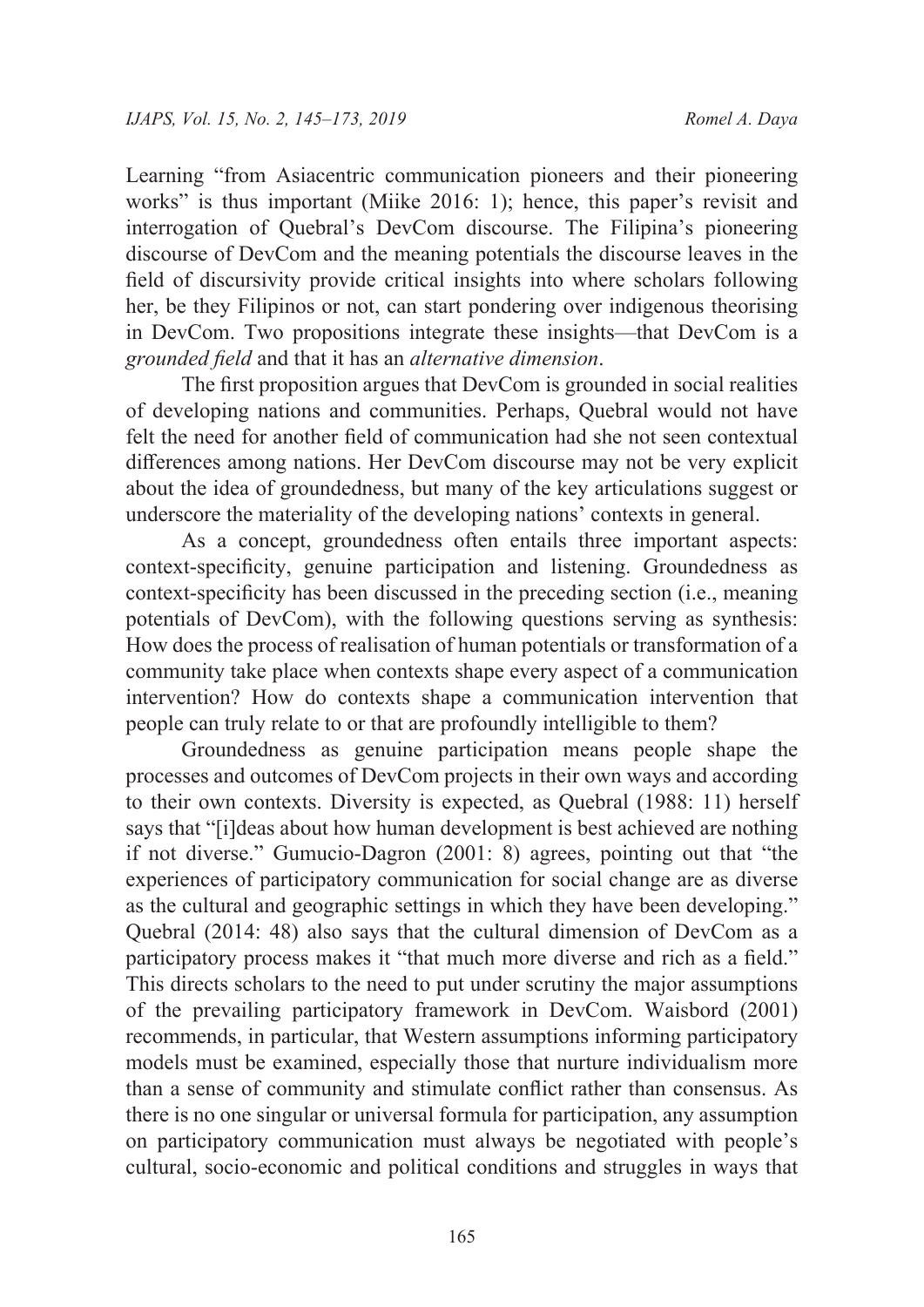Learning "from Asiacentric communication pioneers and their pioneering works" is thus important (Miike 2016: 1); hence, this paper's revisit and interrogation of Quebral's DevCom discourse. The Filipina's pioneering discourse of DevCom and the meaning potentials the discourse leaves in the field of discursivity provide critical insights into where scholars following her, be they Filipinos or not, can start pondering over indigenous theorising in DevCom. Two propositions integrate these insights—that DevCom is a *grounded field* and that it has an *alternative dimension*.

The first proposition argues that DevCom is grounded in social realities of developing nations and communities. Perhaps, Quebral would not have felt the need for another field of communication had she not seen contextual differences among nations. Her DevCom discourse may not be very explicit about the idea of groundedness, but many of the key articulations suggest or underscore the materiality of the developing nations' contexts in general.

As a concept, groundedness often entails three important aspects: context-specificity, genuine participation and listening. Groundedness as context-specificity has been discussed in the preceding section (i.e., meaning potentials of DevCom), with the following questions serving as synthesis: How does the process of realisation of human potentials or transformation of a community take place when contexts shape every aspect of a communication intervention? How do contexts shape a communication intervention that people can truly relate to or that are profoundly intelligible to them?

Groundedness as genuine participation means people shape the processes and outcomes of DevCom projects in their own ways and according to their own contexts. Diversity is expected, as Quebral (1988: 11) herself says that "[i]deas about how human development is best achieved are nothing if not diverse." Gumucio-Dagron (2001: 8) agrees, pointing out that "the experiences of participatory communication for social change are as diverse as the cultural and geographic settings in which they have been developing." Quebral (2014: 48) also says that the cultural dimension of DevCom as a participatory process makes it "that much more diverse and rich as a field." This directs scholars to the need to put under scrutiny the major assumptions of the prevailing participatory framework in DevCom. Waisbord (2001) recommends, in particular, that Western assumptions informing participatory models must be examined, especially those that nurture individualism more than a sense of community and stimulate conflict rather than consensus. As there is no one singular or universal formula for participation, any assumption on participatory communication must always be negotiated with people's cultural, socio-economic and political conditions and struggles in ways that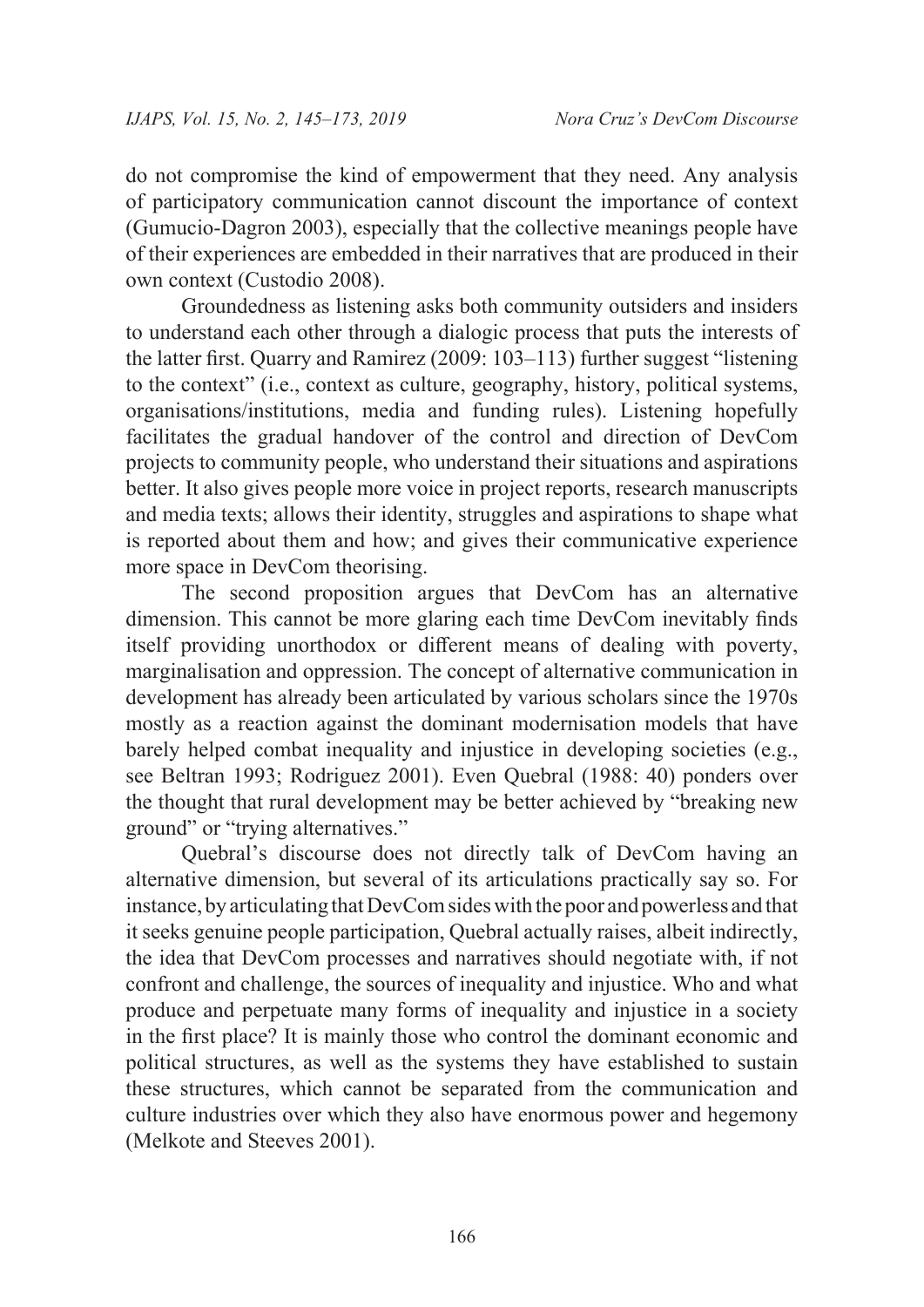do not compromise the kind of empowerment that they need. Any analysis of participatory communication cannot discount the importance of context (Gumucio-Dagron 2003), especially that the collective meanings people have of their experiences are embedded in their narratives that are produced in their own context (Custodio 2008).

Groundedness as listening asks both community outsiders and insiders to understand each other through a dialogic process that puts the interests of the latter first. Quarry and Ramirez (2009: 103–113) further suggest "listening to the context" (i.e., context as culture, geography, history, political systems, organisations/institutions, media and funding rules). Listening hopefully facilitates the gradual handover of the control and direction of DevCom projects to community people, who understand their situations and aspirations better. It also gives people more voice in project reports, research manuscripts and media texts; allows their identity, struggles and aspirations to shape what is reported about them and how; and gives their communicative experience more space in DevCom theorising.

The second proposition argues that DevCom has an alternative dimension. This cannot be more glaring each time DevCom inevitably finds itself providing unorthodox or different means of dealing with poverty, marginalisation and oppression. The concept of alternative communication in development has already been articulated by various scholars since the 1970s mostly as a reaction against the dominant modernisation models that have barely helped combat inequality and injustice in developing societies (e.g., see Beltran 1993; Rodriguez 2001). Even Quebral (1988: 40) ponders over the thought that rural development may be better achieved by "breaking new ground" or "trying alternatives."

Quebral's discourse does not directly talk of DevCom having an alternative dimension, but several of its articulations practically say so. For instance, by articulating that DevCom sides with the poor and powerless and that it seeks genuine people participation, Quebral actually raises, albeit indirectly, the idea that DevCom processes and narratives should negotiate with, if not confront and challenge, the sources of inequality and injustice. Who and what produce and perpetuate many forms of inequality and injustice in a society in the first place? It is mainly those who control the dominant economic and political structures, as well as the systems they have established to sustain these structures, which cannot be separated from the communication and culture industries over which they also have enormous power and hegemony (Melkote and Steeves 2001).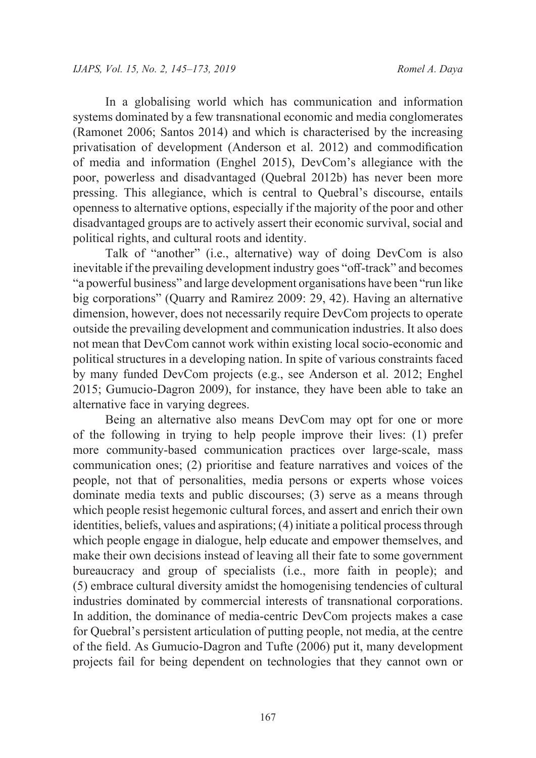In a globalising world which has communication and information systems dominated by a few transnational economic and media conglomerates (Ramonet 2006; Santos 2014) and which is characterised by the increasing privatisation of development (Anderson et al. 2012) and commodification of media and information (Enghel 2015), DevCom's allegiance with the poor, powerless and disadvantaged (Quebral 2012b) has never been more pressing. This allegiance, which is central to Quebral's discourse, entails openness to alternative options, especially if the majority of the poor and other disadvantaged groups are to actively assert their economic survival, social and political rights, and cultural roots and identity.

Talk of "another" (i.e., alternative) way of doing DevCom is also inevitable if the prevailing development industry goes "off-track" and becomes "a powerful business" and large development organisations have been "run like big corporations" (Quarry and Ramirez 2009: 29, 42). Having an alternative dimension, however, does not necessarily require DevCom projects to operate outside the prevailing development and communication industries. It also does not mean that DevCom cannot work within existing local socio-economic and political structures in a developing nation. In spite of various constraints faced by many funded DevCom projects (e.g., see Anderson et al. 2012; Enghel 2015; Gumucio-Dagron 2009), for instance, they have been able to take an alternative face in varying degrees.

Being an alternative also means DevCom may opt for one or more of the following in trying to help people improve their lives: (1) prefer more community-based communication practices over large-scale, mass communication ones; (2) prioritise and feature narratives and voices of the people, not that of personalities, media persons or experts whose voices dominate media texts and public discourses; (3) serve as a means through which people resist hegemonic cultural forces, and assert and enrich their own identities, beliefs, values and aspirations; (4) initiate a political process through which people engage in dialogue, help educate and empower themselves, and make their own decisions instead of leaving all their fate to some government bureaucracy and group of specialists (i.e., more faith in people); and (5) embrace cultural diversity amidst the homogenising tendencies of cultural industries dominated by commercial interests of transnational corporations. In addition, the dominance of media-centric DevCom projects makes a case for Quebral's persistent articulation of putting people, not media, at the centre of the field. As Gumucio-Dagron and Tufte (2006) put it, many development projects fail for being dependent on technologies that they cannot own or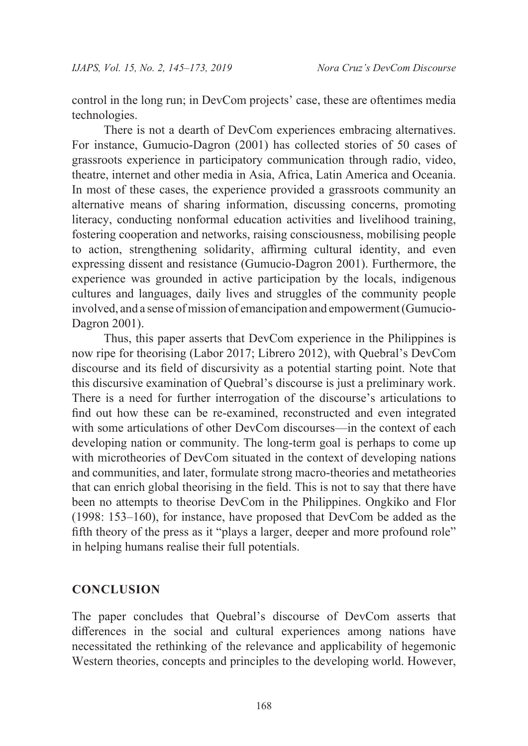control in the long run; in DevCom projects' case, these are oftentimes media technologies.

There is not a dearth of DevCom experiences embracing alternatives. For instance, Gumucio-Dagron (2001) has collected stories of 50 cases of grassroots experience in participatory communication through radio, video, theatre, internet and other media in Asia, Africa, Latin America and Oceania. In most of these cases, the experience provided a grassroots community an alternative means of sharing information, discussing concerns, promoting literacy, conducting nonformal education activities and livelihood training, fostering cooperation and networks, raising consciousness, mobilising people to action, strengthening solidarity, affirming cultural identity, and even expressing dissent and resistance (Gumucio-Dagron 2001). Furthermore, the experience was grounded in active participation by the locals, indigenous cultures and languages, daily lives and struggles of the community people involved, and a sense of mission of emancipation and empowerment (Gumucio-Dagron 2001).

Thus, this paper asserts that DevCom experience in the Philippines is now ripe for theorising (Labor 2017; Librero 2012), with Quebral's DevCom discourse and its field of discursivity as a potential starting point. Note that this discursive examination of Quebral's discourse is just a preliminary work. There is a need for further interrogation of the discourse's articulations to find out how these can be re-examined, reconstructed and even integrated with some articulations of other DevCom discourses—in the context of each developing nation or community. The long-term goal is perhaps to come up with microtheories of DevCom situated in the context of developing nations and communities, and later, formulate strong macro-theories and metatheories that can enrich global theorising in the field. This is not to say that there have been no attempts to theorise DevCom in the Philippines. Ongkiko and Flor (1998: 153–160), for instance, have proposed that DevCom be added as the fifth theory of the press as it "plays a larger, deeper and more profound role" in helping humans realise their full potentials.

## CONCLUSION

The paper concludes that Quebral's discourse of DevCom asserts that differences in the social and cultural experiences among nations have necessitated the rethinking of the relevance and applicability of hegemonic Western theories, concepts and principles to the developing world. However,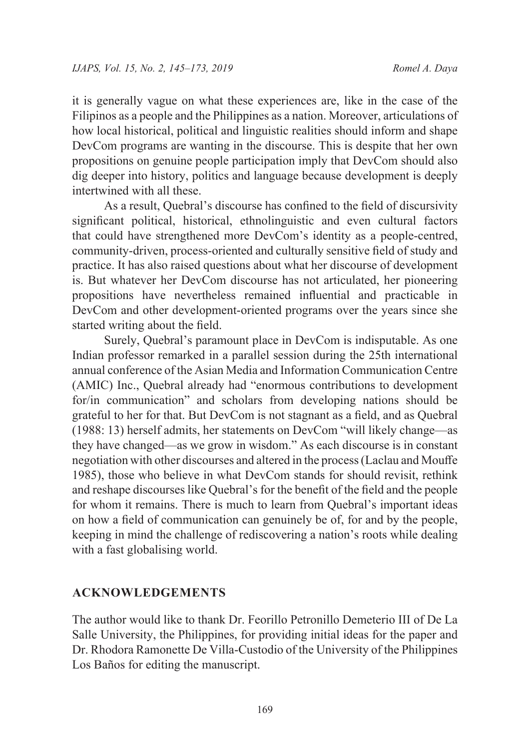it is generally vague on what these experiences are, like in the case of the Filipinos as a people and the Philippines as a nation. Moreover, articulations of how local historical, political and linguistic realities should inform and shape DevCom programs are wanting in the discourse. This is despite that her own propositions on genuine people participation imply that DevCom should also dig deeper into history, politics and language because development is deeply intertwined with all these.

As a result, Quebral's discourse has confined to the field of discursivity significant political, historical, ethnolinguistic and even cultural factors that could have strengthened more DevCom's identity as a people-centred, community-driven, process-oriented and culturally sensitive field of study and practice. It has also raised questions about what her discourse of development is. But whatever her DevCom discourse has not articulated, her pioneering propositions have nevertheless remained influential and practicable in DevCom and other development-oriented programs over the years since she started writing about the field.

Surely, Quebral's paramount place in DevCom is indisputable. As one Indian professor remarked in a parallel session during the 25th international annual conference of the Asian Media and Information Communication Centre (AMIC) Inc., Quebral already had "enormous contributions to development for/in communication" and scholars from developing nations should be grateful to her for that. But DevCom is not stagnant as a field, and as Quebral (1988: 13) herself admits, her statements on DevCom "will likely change—as they have changed—as we grow in wisdom." As each discourse is in constant negotiation with other discourses and altered in the process (Laclau and Mouffe 1985), those who believe in what DevCom stands for should revisit, rethink and reshape discourses like Quebral's for the benefit of the field and the people for whom it remains. There is much to learn from Quebral's important ideas on how a field of communication can genuinely be of, for and by the people, keeping in mind the challenge of rediscovering a nation's roots while dealing with a fast globalising world.

## ACKNOWLEDGEMENTS

The author would like to thank Dr. Feorillo Petronillo Demeterio III of De La Salle University, the Philippines, for providing initial ideas for the paper and Dr. Rhodora Ramonette De Villa-Custodio of the University of the Philippines Los Baños for editing the manuscript.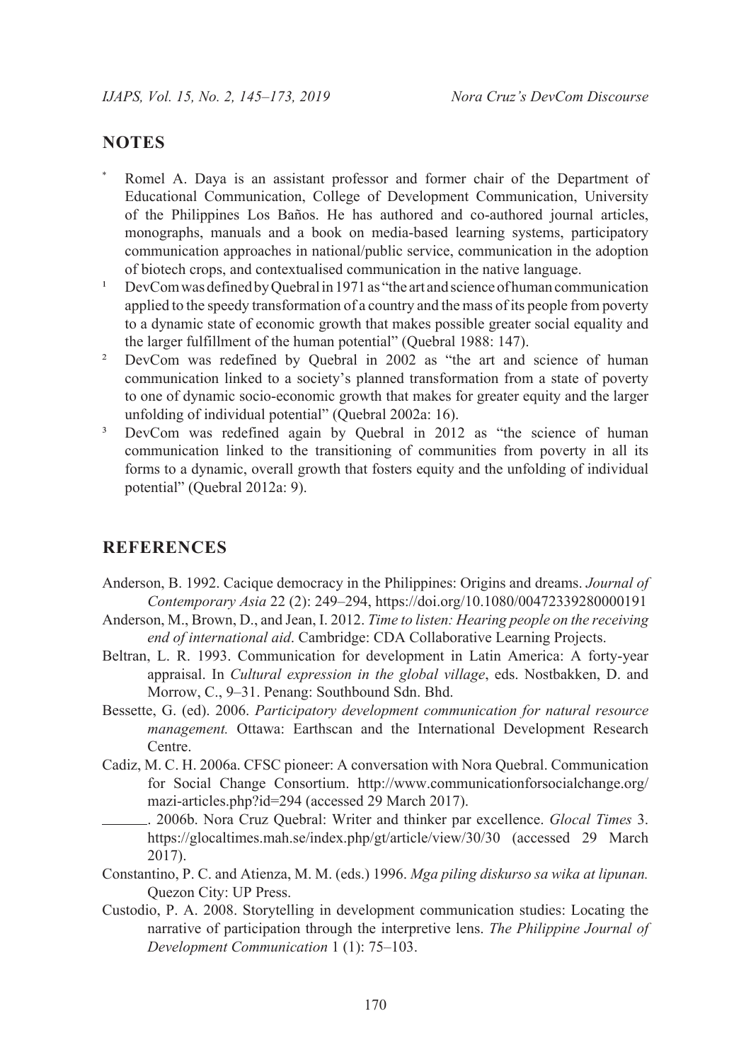## NOTES

[*] Romel A. Daya is an assistant professor and former chair of the Department of Educational Communication, College of Development Communication, University of the Philippines Los Baños. He has authored and co-authored journal articles, monographs, manuals and a book on media-based learning systems, participatory communication approaches in national/public service, communication in the adoption of biotech crops, and contextualised communication in the native language.

[1] DevCom was defined by Quebral in 1971 as "the art and science of human communication applied to the speedy transformation of a country and the mass of its people from poverty to a dynamic state of economic growth that makes possible greater social equality and the larger fulfillment of the human potential" (Quebral 1988: 147).

[2] DevCom was redefined by Quebral in 2002 as "the art and science of human communication linked to a society's planned transformation from a state of poverty to one of dynamic socio-economic growth that makes for greater equity and the larger unfolding of individual potential" (Quebral 2002a: 16).

[3] DevCom was redefined again by Quebral in 2012 as "the science of human communication linked to the transitioning of communities from poverty in all its forms to a dynamic, overall growth that fosters equity and the unfolding of individual potential" (Quebral 2012a: 9).

## REFERENCES

Anderson, B. 1992. Cacique democracy in the Philippines: Origins and dreams. *Journal of Contemporary Asia* 22 (2): 249–294, https://doi.org/10.1080/00472339280000191

Anderson, M., Brown, D., and Jean, I. 2012. *Time to listen: Hearing people on the receiving end of international aid*. Cambridge: CDA Collaborative Learning Projects.

Beltran, L. R. 1993. Communication for development in Latin America: A forty-year appraisal. In *Cultural expression in the global village*, eds. Nostbakken, D. and Morrow, C., 9–31. Penang: Southbound Sdn. Bhd.

Bessette, G. (ed). 2006. *Participatory development communication for natural resource management.* Ottawa: Earthscan and the International Development Research Centre.

Cadiz, M. C. H. 2006a. CFSC pioneer: A conversation with Nora Quebral. Communication for Social Change Consortium. http://www.communicationforsocialchange.org/mazi-articles.php?id=294 (accessed 29 March 2017).

______. 2006b. Nora Cruz Quebral: Writer and thinker par excellence. *Glocal Times* 3. https://glocaltimes.mah.se/index.php/gt/article/view/30/30 (accessed 29 March 2017).

Constantino, P. C. and Atienza, M. M. (eds.) 1996. *Mga piling diskurso sa wika at lipunan.* Quezon City: UP Press.

Custodio, P. A. 2008. Storytelling in development communication studies: Locating the narrative of participation through the interpretive lens. *The Philippine Journal of Development Communication* 1 (1): 75–103.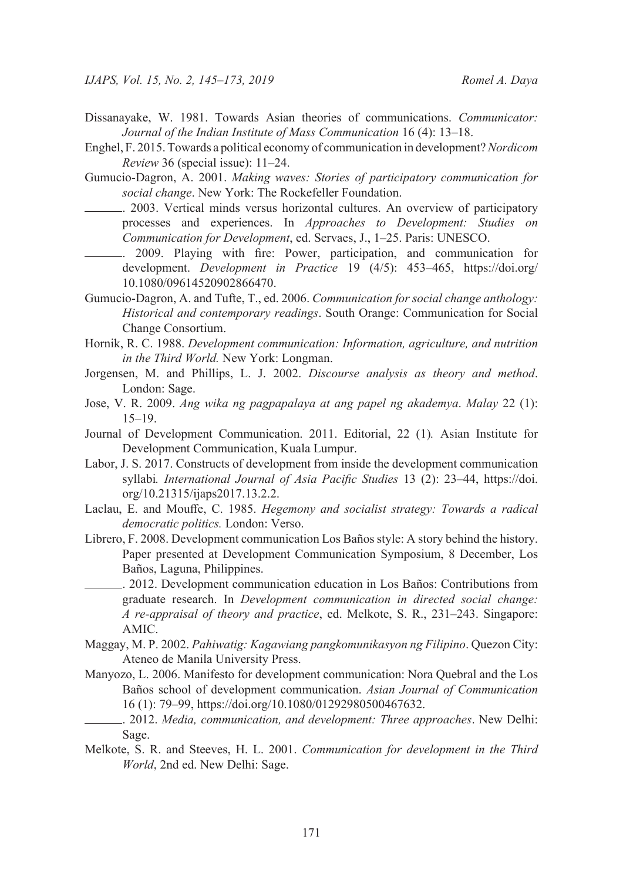Dissanayake, W. 1981. Towards Asian theories of communications. *Communicator: Journal of the Indian Institute of Mass Communication* 16 (4): 13–18.

Enghel, F. 2015. Towards a political economy of communication in development? *Nordicom Review* 36 (special issue): 11–24.

Gumucio-Dagron, A. 2001. *Making waves: Stories of participatory communication for social change*. New York: The Rockefeller Foundation.

______. 2003. Vertical minds versus horizontal cultures. An overview of participatory processes and experiences. In *Approaches to Development: Studies on Communication for Development*, ed. Servaes, J., 1–25. Paris: UNESCO.

______. 2009. Playing with fire: Power, participation, and communication for development. *Development in Practice* 19 (4/5): 453–465, https://doi.org/10.1080/09614520902866470.

Gumucio-Dagron, A. and Tufte, T., ed. 2006. *Communication for social change anthology: Historical and contemporary readings*. South Orange: Communication for Social Change Consortium.

Hornik, R. C. 1988. *Development communication: Information, agriculture, and nutrition in the Third World.* New York: Longman.

Jorgensen, M. and Phillips, L. J. 2002. *Discourse analysis as theory and method*. London: Sage.

Jose, V. R. 2009. *Ang wika ng pagpapalaya at ang papel ng akademya*. *Malay* 22 (1): 15–19.

Journal of Development Communication. 2011. Editorial, 22 (1)*.* Asian Institute for Development Communication, Kuala Lumpur.

Labor, J. S. 2017. Constructs of development from inside the development communication syllabi*. International Journal of Asia Pacific Studies* 13 (2): 23–44, https://doi.org/10.21315/ijaps2017.13.2.2.

Laclau, E. and Mouffe, C. 1985. *Hegemony and socialist strategy: Towards a radical democratic politics.* London: Verso.

Librero, F. 2008. Development communication Los Baños style: A story behind the history. Paper presented at Development Communication Symposium, 8 December, Los Baños, Laguna, Philippines.

______. 2012. Development communication education in Los Baños: Contributions from graduate research. In *Development communication in directed social change: A re-appraisal of theory and practice*, ed. Melkote, S. R., 231–243. Singapore: AMIC.

Maggay, M. P. 2002. *Pahiwatig: Kagawiang pangkomunikasyon ng Filipino*. Quezon City: Ateneo de Manila University Press.

Manyozo, L. 2006. Manifesto for development communication: Nora Quebral and the Los Baños school of development communication. *Asian Journal of Communication* 16 (1): 79–99, https://doi.org/10.1080/01292980500467632.

______. 2012. *Media, communication, and development: Three approaches*. New Delhi: Sage.

Melkote, S. R. and Steeves, H. L. 2001. *Communication for development in the Third World*, 2nd ed. New Delhi: Sage.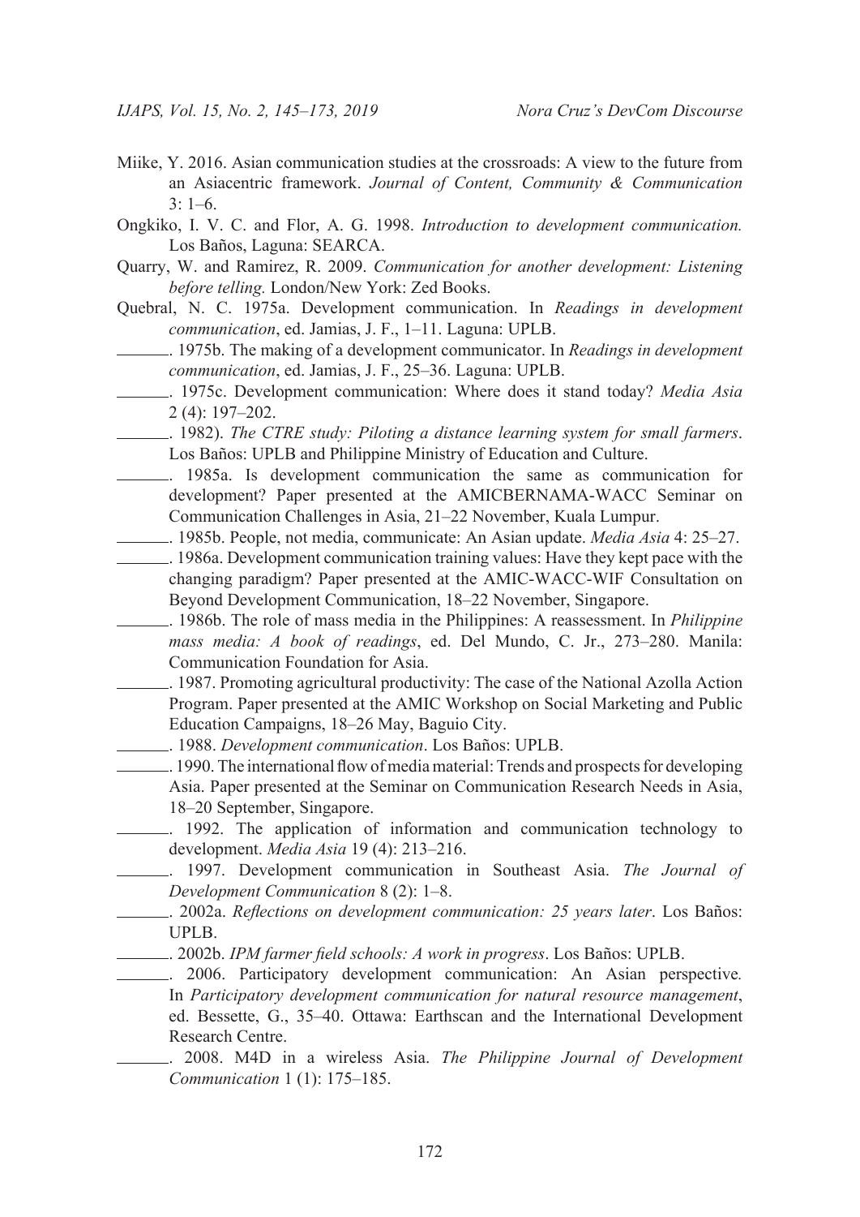Miike, Y. 2016. Asian communication studies at the crossroads: A view to the future from an Asiacentric framework. *Journal of Content, Community & Communication* 3: 1–6.

Ongkiko, I. V. C. and Flor, A. G. 1998. *Introduction to development communication.* Los Baños, Laguna: SEARCA.

Quarry, W. and Ramirez, R. 2009. *Communication for another development: Listening before telling.* London/New York: Zed Books.

Quebral, N. C. 1975a. Development communication. In *Readings in development communication*, ed. Jamias, J. F., 1–11. Laguna: UPLB.

______. 1975b. The making of a development communicator. In *Readings in development communication*, ed. Jamias, J. F., 25–36. Laguna: UPLB.

______. 1975c. Development communication: Where does it stand today? *Media Asia* 2 (4): 197–202.

______. 1982). *The CTRE study: Piloting a distance learning system for small farmers*. Los Baños: UPLB and Philippine Ministry of Education and Culture.

______. 1985a. Is development communication the same as communication for development? Paper presented at the AMICBERNAMA-WACC Seminar on Communication Challenges in Asia, 21–22 November, Kuala Lumpur.

______. 1985b. People, not media, communicate: An Asian update. *Media Asia* 4: 25–27.

______. 1986a. Development communication training values: Have they kept pace with the changing paradigm? Paper presented at the AMIC-WACC-WIF Consultation on Beyond Development Communication, 18–22 November, Singapore.

______. 1986b. The role of mass media in the Philippines: A reassessment. In *Philippine mass media: A book of readings*, ed. Del Mundo, C. Jr., 273–280. Manila: Communication Foundation for Asia.

______. 1987. Promoting agricultural productivity: The case of the National Azolla Action Program. Paper presented at the AMIC Workshop on Social Marketing and Public Education Campaigns, 18–26 May, Baguio City.

______. 1988. *Development communication*. Los Baños: UPLB.

______. 1990. The international flow of media material: Trends and prospects for developing Asia. Paper presented at the Seminar on Communication Research Needs in Asia, 18–20 September, Singapore.

______. 1992. The application of information and communication technology to development. *Media Asia* 19 (4): 213–216.

______. 1997. Development communication in Southeast Asia. *The Journal of Development Communication* 8 (2): 1–8.

______. 2002a. *Reflections on development communication: 25 years later*. Los Baños: UPLB.

______. 2002b. *IPM farmer field schools: A work in progress*. Los Baños: UPLB.

______. 2006. Participatory development communication: An Asian perspective. In *Participatory development communication for natural resource management*, ed. Bessette, G., 35–40. Ottawa: Earthscan and the International Development Research Centre.

______. 2008. M4D in a wireless Asia. *The Philippine Journal of Development Communication* 1 (1): 175–185.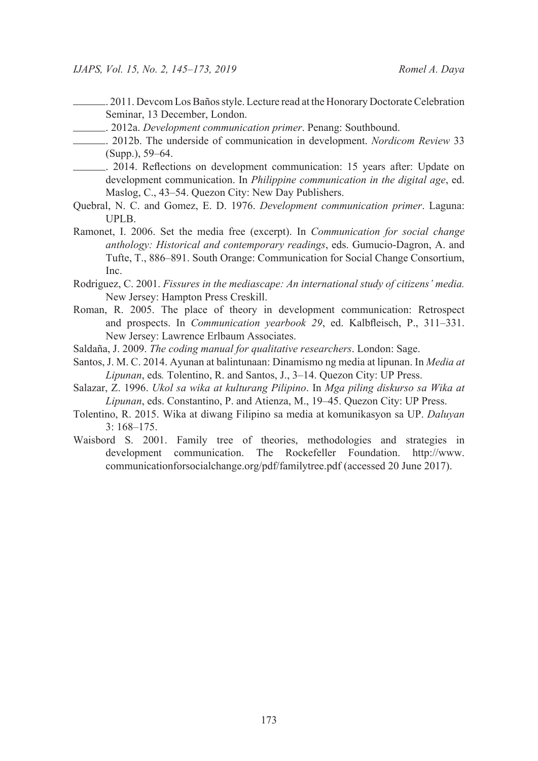______. 2011. Devcom Los Baños style. Lecture read at the Honorary Doctorate Celebration Seminar, 13 December, London.

______. 2012a. *Development communication primer*. Penang: Southbound.

______. 2012b. The underside of communication in development. *Nordicom Review* 33 (Supp.), 59–64.

______. 2014. Reflections on development communication: 15 years after: Update on development communication. In *Philippine communication in the digital age*, ed. Maslog, C., 43–54. Quezon City: New Day Publishers.

Quebral, N. C. and Gomez, E. D. 1976. *Development communication primer*. Laguna: UPLB.

Ramonet, I. 2006. Set the media free (excerpt). In *Communication for social change anthology: Historical and contemporary readings*, eds. Gumucio-Dagron, A. and Tufte, T., 886–891. South Orange: Communication for Social Change Consortium, Inc.

Rodriguez, C. 2001. *Fissures in the mediascape: An international study of citizens' media.* New Jersey: Hampton Press Creskill.

Roman, R. 2005. The place of theory in development communication: Retrospect and prospects. In *Communication yearbook 29*, ed. Kalbfleisch, P., 311–331. New Jersey: Lawrence Erlbaum Associates.

Saldaña, J. 2009. *The coding manual for qualitative researchers*. London: Sage.

Santos, J. M. C. 2014. Ayunan at balintunaan: Dinamismo ng media at lipunan. In *Media at Lipunan*, eds*.* Tolentino, R. and Santos, J., 3–14. Quezon City: UP Press.

Salazar, Z. 1996. *Ukol sa wika at kulturang Pilipino*. In *Mga piling diskurso sa Wika at Lipunan*, eds. Constantino, P. and Atienza, M., 19–45. Quezon City: UP Press.

Tolentino, R. 2015. Wika at diwang Filipino sa media at komunikasyon sa UP. *Daluyan* 3: 168–175.

Waisbord S. 2001. Family tree of theories, methodologies and strategies in development communication. The Rockefeller Foundation. http://www.communicationforsocialchange.org/pdf/familytree.pdf (accessed 20 June 2017).